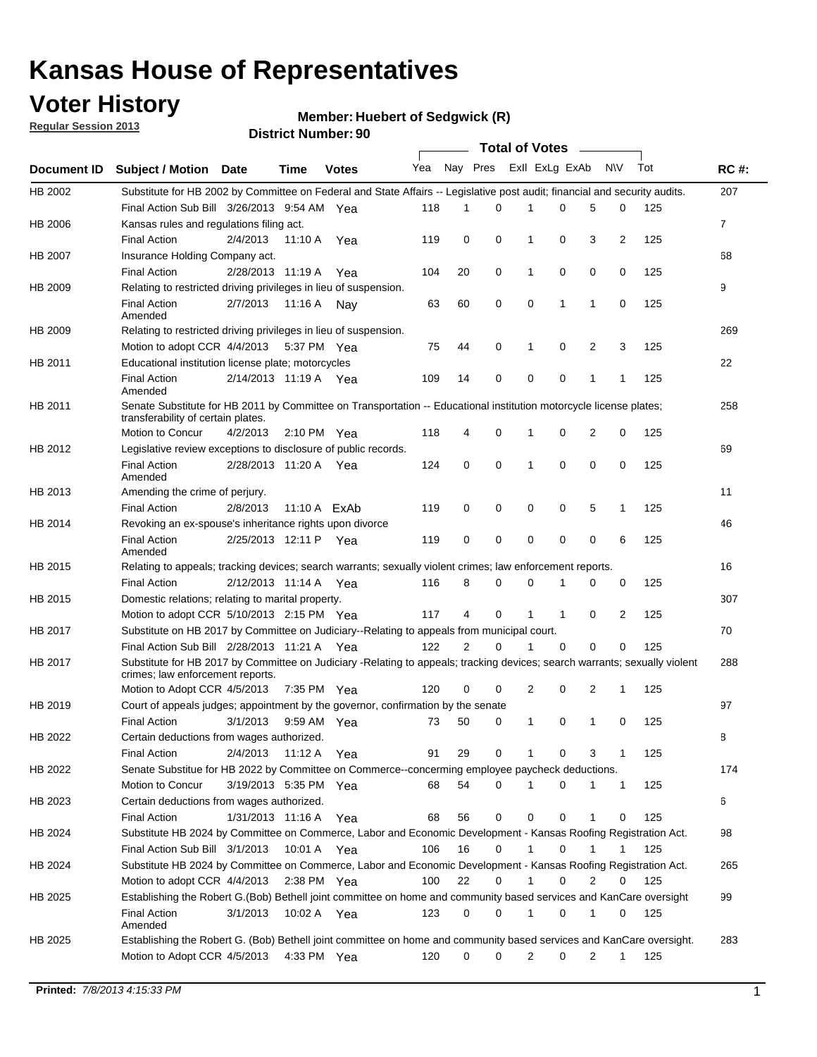# Kansas House of Representatives

## Voter History

**Regular Session 2013**

**Member: Huebert of Sedgwick (R)**

**District Number: 90**

| Document ID | Subject / Motion | Date | Time | Votes | Yea | Nay | Pres | ExII | ExLg | ExAb | N\V | Tot | RC #: |
|---|---|---|---|---|---|---|---|---|---|---|---|---|---|
| HB 2002 | Substitute for HB 2002 by Committee on Federal and State Affairs -- Legislative post audit; financial and security audits. | | | | | | | | | | | | 207 |
| | Final Action Sub Bill | 3/26/2013 | 9:54 AM | Yea | 118 | 1 | 0 | 1 | 0 | 5 | 0 | 125 | |
| HB 2006 | Kansas rules and regulations filing act. | | | | | | | | | | | | 7 |
| | Final Action | 2/4/2013 | 11:10 A | Yea | 119 | 0 | 0 | 1 | 0 | 3 | 2 | 125 | |
| HB 2007 | Insurance Holding Company act. | | | | | | | | | | | | 68 |
| | Final Action | 2/28/2013 | 11:19 A | Yea | 104 | 20 | 0 | 1 | 0 | 0 | 0 | 125 | |
| HB 2009 | Relating to restricted driving privileges in lieu of suspension. | | | | | | | | | | | | 9 |
| | Final Action Amended | 2/7/2013 | 11:16 A | Nay | 63 | 60 | 0 | 0 | 1 | 1 | 0 | 125 | |
| HB 2009 | Relating to restricted driving privileges in lieu of suspension. | | | | | | | | | | | | 269 |
| | Motion to adopt CCR | 4/4/2013 | 5:37 PM | Yea | 75 | 44 | 0 | 1 | 0 | 2 | 3 | 125 | |
| HB 2011 | Educational institution license plate; motorcycles | | | | | | | | | | | | 22 |
| | Final Action Amended | 2/14/2013 | 11:19 A | Yea | 109 | 14 | 0 | 0 | 0 | 1 | 1 | 125 | |
| HB 2011 | Senate Substitute for HB 2011 by Committee on Transportation -- Educational institution motorcycle license plates; transferability of certain plates. | | | | | | | | | | | | 258 |
| | Motion to Concur | 4/2/2013 | 2:10 PM | Yea | 118 | 4 | 0 | 1 | 0 | 2 | 0 | 125 | |
| HB 2012 | Legislative review exceptions to disclosure of public records. | | | | | | | | | | | | 69 |
| | Final Action Amended | 2/28/2013 | 11:20 A | Yea | 124 | 0 | 0 | 1 | 0 | 0 | 0 | 125 | |
| HB 2013 | Amending the crime of perjury. | | | | | | | | | | | | 11 |
| | Final Action | 2/8/2013 | 11:10 A | ExAb | 119 | 0 | 0 | 0 | 0 | 5 | 1 | 125 | |
| HB 2014 | Revoking an ex-spouse's inheritance rights upon divorce | | | | | | | | | | | | 46 |
| | Final Action Amended | 2/25/2013 | 12:11 P | Yea | 119 | 0 | 0 | 0 | 0 | 0 | 6 | 125 | |
| HB 2015 | Relating to appeals; tracking devices; search warrants; sexually violent crimes; law enforcement reports. | | | | | | | | | | | | 16 |
| | Final Action | 2/12/2013 | 11:14 A | Yea | 116 | 8 | 0 | 0 | 1 | 0 | 0 | 125 | |
| HB 2015 | Domestic relations; relating to marital property. | | | | | | | | | | | | 307 |
| | Motion to adopt CCR | 5/10/2013 | 2:15 PM | Yea | 117 | 4 | 0 | 1 | 1 | 0 | 2 | 125 | |
| HB 2017 | Substitute on HB 2017 by Committee on Judiciary--Relating to appeals from municipal court. | | | | | | | | | | | | 70 |
| | Final Action Sub Bill | 2/28/2013 | 11:21 A | Yea | 122 | 2 | 0 | 1 | 0 | 0 | 0 | 125 | |
| HB 2017 | Substitute for HB 2017 by Committee on Judiciary -Relating to appeals; tracking devices; search warrants; sexually violent crimes; law enforcement reports. | | | | | | | | | | | | 288 |
| | Motion to Adopt CCR | 4/5/2013 | 7:35 PM | Yea | 120 | 0 | 0 | 2 | 0 | 2 | 1 | 125 | |
| HB 2019 | Court of appeals judges; appointment by the governor, confirmation by the senate | | | | | | | | | | | | 97 |
| | Final Action | 3/1/2013 | 9:59 AM | Yea | 73 | 50 | 0 | 1 | 0 | 1 | 0 | 125 | |
| HB 2022 | Certain deductions from wages authorized. | | | | | | | | | | | | 8 |
| | Final Action | 2/4/2013 | 11:12 A | Yea | 91 | 29 | 0 | 1 | 0 | 3 | 1 | 125 | |
| HB 2022 | Senate Substitue for HB 2022 by Committee on Commerce--concerning employee paycheck deductions. | | | | | | | | | | | | 174 |
| | Motion to Concur | 3/19/2013 | 5:35 PM | Yea | 68 | 54 | 0 | 1 | 0 | 1 | 1 | 125 | |
| HB 2023 | Certain deductions from wages authorized. | | | | | | | | | | | | 6 |
| | Final Action | 1/31/2013 | 11:16 A | Yea | 68 | 56 | 0 | 0 | 0 | 1 | 0 | 125 | |
| HB 2024 | Substitute HB 2024 by Committee on Commerce, Labor and Economic Development - Kansas Roofing Registration Act. | | | | | | | | | | | | 98 |
| | Final Action Sub Bill | 3/1/2013 | 10:01 A | Yea | 106 | 16 | 0 | 1 | 0 | 1 | 1 | 125 | |
| HB 2024 | Substitute HB 2024 by Committee on Commerce, Labor and Economic Development - Kansas Roofing Registration Act. | | | | | | | | | | | | 265 |
| | Motion to adopt CCR | 4/4/2013 | 2:38 PM | Yea | 100 | 22 | 0 | 1 | 0 | 2 | 0 | 125 | |
| HB 2025 | Establishing the Robert G.(Bob) Bethell joint committee on home and community based services and KanCare oversight | | | | | | | | | | | | 99 |
| | Final Action Amended | 3/1/2013 | 10:02 A | Yea | 123 | 0 | 0 | 1 | 0 | 1 | 0 | 125 | |
| HB 2025 | Establishing the Robert G. (Bob) Bethell joint committee on home and community based services and KanCare oversight. | | | | | | | | | | | | 283 |
| | Motion to Adopt CCR | 4/5/2013 | 4:33 PM | Yea | 120 | 0 | 0 | 2 | 0 | 2 | 1 | 125 | |

**Printed:** *7/8/2013 4:15:33 PM*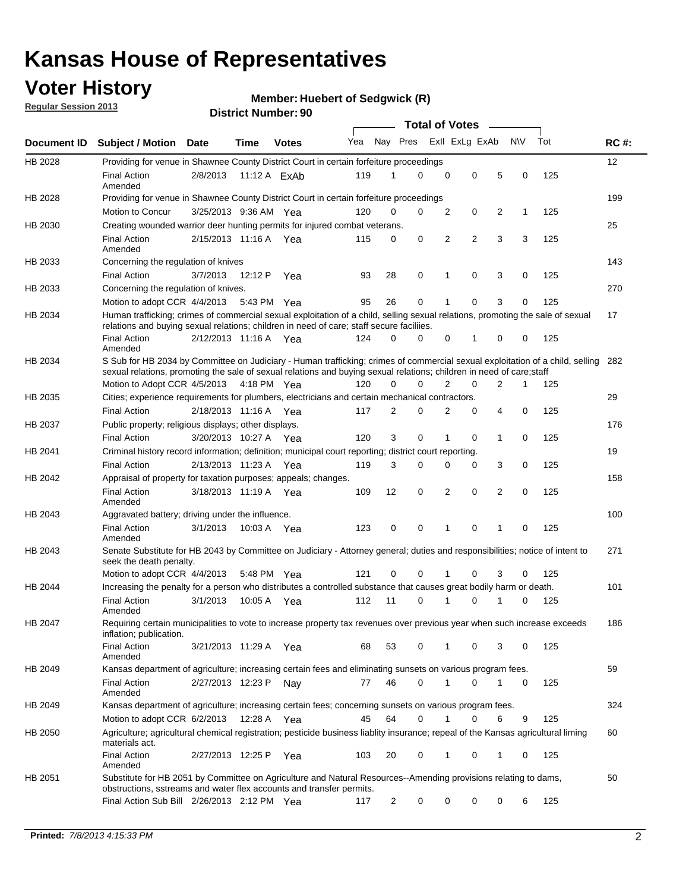# Kansas House of Representatives

## Voter History

**Regular Session 2013**

**Member: Huebert of Sedgwick (R)**

**District Number: 90**

| Document ID | Subject / Motion | Date | Time | Votes | Yea | Nay | Pres | ExII | ExLg | ExAb | N\V | Tot | RC #: |
|---|---|---|---|---|---|---|---|---|---|---|---|---|---|
| HB 2028 | Providing for venue in Shawnee County District Court in certain forfeiture proceedings | | | | | | | | | | | | 12 |
| | Final Action Amended | 2/8/2013 | 11:12 A | ExAb | 119 | 1 | 0 | 0 | 0 | 5 | 0 | 125 | |
| HB 2028 | Providing for venue in Shawnee County District Court in certain forfeiture proceedings | | | | | | | | | | | | 199 |
| | Motion to Concur | 3/25/2013 | 9:36 AM | Yea | 120 | 0 | 0 | 2 | 0 | 2 | 1 | 125 | |
| HB 2030 | Creating wounded warrior deer hunting permits for injured combat veterans. | | | | | | | | | | | | 25 |
| | Final Action Amended | 2/15/2013 | 11:16 A | Yea | 115 | 0 | 0 | 2 | 2 | 3 | 3 | 125 | |
| HB 2033 | Concerning the regulation of knives | | | | | | | | | | | | 143 |
| | Final Action | 3/7/2013 | 12:12 P | Yea | 93 | 28 | 0 | 1 | 0 | 3 | 0 | 125 | |
| HB 2033 | Concerning the regulation of knives. | | | | | | | | | | | | 270 |
| | Motion to adopt CCR | 4/4/2013 | 5:43 PM | Yea | 95 | 26 | 0 | 1 | 0 | 3 | 0 | 125 | |
| HB 2034 | Human trafficking; crimes of commercial sexual exploitation of a child, selling sexual relations, promoting the sale of sexual relations and buying sexual relations; children in need of care; staff secure faciliies. | | | | | | | | | | | | 17 |
| | Final Action Amended | 2/12/2013 | 11:16 A | Yea | 124 | 0 | 0 | 0 | 1 | 0 | 0 | 125 | |
| HB 2034 | S Sub for HB 2034 by Committee on Judiciary - Human trafficking; crimes of commercial sexual exploitation of a child, selling sexual relations, promoting the sale of sexual relations and buying sexual relations; children in need of care;staff | | | | | | | | | | | | 282 |
| | Motion to Adopt CCR | 4/5/2013 | 4:18 PM | Yea | 120 | 0 | 0 | 2 | 0 | 2 | 1 | 125 | |
| HB 2035 | Cities; experience requirements for plumbers, electricians and certain mechanical contractors. | | | | | | | | | | | | 29 |
| | Final Action | 2/18/2013 | 11:16 A | Yea | 117 | 2 | 0 | 2 | 0 | 4 | 0 | 125 | |
| HB 2037 | Public property; religious displays; other displays. | | | | | | | | | | | | 176 |
| | Final Action | 3/20/2013 | 10:27 A | Yea | 120 | 3 | 0 | 1 | 0 | 1 | 0 | 125 | |
| HB 2041 | Criminal history record information; definition; municipal court reporting; district court reporting. | | | | | | | | | | | | 19 |
| | Final Action | 2/13/2013 | 11:23 A | Yea | 119 | 3 | 0 | 0 | 0 | 3 | 0 | 125 | |
| HB 2042 | Appraisal of property for taxation purposes; appeals; changes. | | | | | | | | | | | | 158 |
| | Final Action Amended | 3/18/2013 | 11:19 A | Yea | 109 | 12 | 0 | 2 | 0 | 2 | 0 | 125 | |
| HB 2043 | Aggravated battery; driving under the influence. | | | | | | | | | | | | 100 |
| | Final Action Amended | 3/1/2013 | 10:03 A | Yea | 123 | 0 | 0 | 1 | 0 | 1 | 0 | 125 | |
| HB 2043 | Senate Substitute for HB 2043 by Committee on Judiciary - Attorney general; duties and responsibilities; notice of intent to seek the death penalty. | | | | | | | | | | | | 271 |
| | Motion to adopt CCR | 4/4/2013 | 5:48 PM | Yea | 121 | 0 | 0 | 1 | 0 | 3 | 0 | 125 | |
| HB 2044 | Increasing the penalty for a person who distributes a controlled substance that causes great bodily harm or death. | | | | | | | | | | | | 101 |
| | Final Action Amended | 3/1/2013 | 10:05 A | Yea | 112 | 11 | 0 | 1 | 0 | 1 | 0 | 125 | |
| HB 2047 | Requiring certain municipalities to vote to increase property tax revenues over previous year when such increase exceeds inflation; publication. | | | | | | | | | | | | 186 |
| | Final Action Amended | 3/21/2013 | 11:29 A | Yea | 68 | 53 | 0 | 1 | 0 | 3 | 0 | 125 | |
| HB 2049 | Kansas department of agriculture; increasing certain fees and eliminating sunsets on various program fees. | | | | | | | | | | | | 59 |
| | Final Action Amended | 2/27/2013 | 12:23 P | Nay | 77 | 46 | 0 | 1 | 0 | 1 | 0 | 125 | |
| HB 2049 | Kansas department of agriculture; increasing certain fees; concerning sunsets on various program fees. | | | | | | | | | | | | 324 |
| | Motion to adopt CCR | 6/2/2013 | 12:28 A | Yea | 45 | 64 | 0 | 1 | 0 | 6 | 9 | 125 | |
| HB 2050 | Agriculture; agricultural chemical registration; pesticide business liablity insurance; repeal of the Kansas agricultural liming materials act. | | | | | | | | | | | | 60 |
| | Final Action Amended | 2/27/2013 | 12:25 P | Yea | 103 | 20 | 0 | 1 | 0 | 1 | 0 | 125 | |
| HB 2051 | Substitute for HB 2051 by Committee on Agriculture and Natural Resources--Amending provisions relating to dams, obstructions, sstreams and water flex accounts and transfer permits. | | | | | | | | | | | | 50 |
| | Final Action Sub Bill | 2/26/2013 | 2:12 PM | Yea | 117 | 2 | 0 | 0 | 0 | 0 | 6 | 125 | |

**Printed:** *7/8/2013 4:15:33 PM*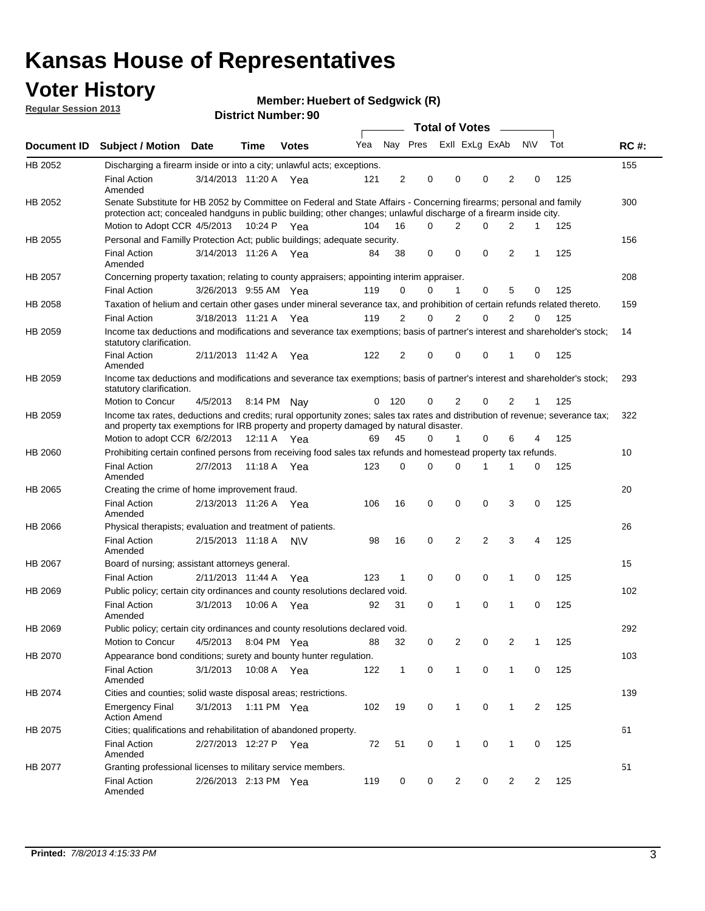# Kansas House of Representatives

## Voter History

**Regular Session 2013**

**Member: Huebert of Sedgwick (R)**

**District Number: 90**

| Document ID | Subject / Motion | Date | Time | Votes | Yea | Nay | Pres | ExII | ExLg | ExAb | N\V | Tot | RC #: |
|---|---|---|---|---|---|---|---|---|---|---|---|---|---|
| HB 2052 | Discharging a firearm inside or into a city; unlawful acts; exceptions. | | | | | | | | | | | | 155 |
| | Final Action Amended | 3/14/2013 | 11:20 A | Yea | 121 | 2 | 0 | 0 | 0 | 2 | 0 | 125 | |
| HB 2052 | Senate Substitute for HB 2052 by Committee on Federal and State Affairs - Concerning firearms; personal and family protection act; concealed handguns in public building; other changes; unlawful discharge of a firearm inside city. | | | | | | | | | | | | 300 |
| | Motion to Adopt CCR | 4/5/2013 | 10:24 P | Yea | 104 | 16 | 0 | 2 | 0 | 2 | 1 | 125 | |
| HB 2055 | Personal and Familly Protection Act; public buildings; adequate security. | | | | | | | | | | | | 156 |
| | Final Action Amended | 3/14/2013 | 11:26 A | Yea | 84 | 38 | 0 | 0 | 0 | 2 | 1 | 125 | |
| HB 2057 | Concerning property taxation; relating to county appraisers; appointing interim appraiser. | | | | | | | | | | | | 208 |
| | Final Action | 3/26/2013 | 9:55 AM | Yea | 119 | 0 | 0 | 1 | 0 | 5 | 0 | 125 | |
| HB 2058 | Taxation of helium and certain other gases under mineral severance tax, and prohibition of certain refunds related thereto. | | | | | | | | | | | | 159 |
| | Final Action | 3/18/2013 | 11:21 A | Yea | 119 | 2 | 0 | 2 | 0 | 2 | 0 | 125 | |
| HB 2059 | Income tax deductions and modifications and severance tax exemptions; basis of partner's interest and shareholder's stock; statutory clarification. | | | | | | | | | | | | 14 |
| | Final Action Amended | 2/11/2013 | 11:42 A | Yea | 122 | 2 | 0 | 0 | 0 | 1 | 0 | 125 | |
| HB 2059 | Income tax deductions and modifications and severance tax exemptions; basis of partner's interest and shareholder's stock; statutory clarification. | | | | | | | | | | | | 293 |
| | Motion to Concur | 4/5/2013 | 8:14 PM | Nay | 0 | 120 | 0 | 2 | 0 | 2 | 1 | 125 | |
| HB 2059 | Income tax rates, deductions and credits; rural opportunity zones; sales tax rates and distribution of revenue; severance tax; and property tax exemptions for IRB property and property damaged by natural disaster. | | | | | | | | | | | | 322 |
| | Motion to adopt CCR | 6/2/2013 | 12:11 A | Yea | 69 | 45 | 0 | 1 | 0 | 6 | 4 | 125 | |
| HB 2060 | Prohibiting certain confined persons from receiving food sales tax refunds and homestead property tax refunds. | | | | | | | | | | | | 10 |
| | Final Action Amended | 2/7/2013 | 11:18 A | Yea | 123 | 0 | 0 | 0 | 1 | 1 | 0 | 125 | |
| HB 2065 | Creating the crime of home improvement fraud. | | | | | | | | | | | | 20 |
| | Final Action Amended | 2/13/2013 | 11:26 A | Yea | 106 | 16 | 0 | 0 | 0 | 3 | 0 | 125 | |
| HB 2066 | Physical therapists; evaluation and treatment of patients. | | | | | | | | | | | | 26 |
| | Final Action Amended | 2/15/2013 | 11:18 A | N\V | 98 | 16 | 0 | 2 | 2 | 3 | 4 | 125 | |
| HB 2067 | Board of nursing; assistant attorneys general. | | | | | | | | | | | | 15 |
| | Final Action | 2/11/2013 | 11:44 A | Yea | 123 | 1 | 0 | 0 | 0 | 1 | 0 | 125 | |
| HB 2069 | Public policy; certain city ordinances and county resolutions declared void. | | | | | | | | | | | | 102 |
| | Final Action Amended | 3/1/2013 | 10:06 A | Yea | 92 | 31 | 0 | 1 | 0 | 1 | 0 | 125 | |
| HB 2069 | Public policy; certain city ordinances and county resolutions declared void. | | | | | | | | | | | | 292 |
| | Motion to Concur | 4/5/2013 | 8:04 PM | Yea | 88 | 32 | 0 | 2 | 0 | 2 | 1 | 125 | |
| HB 2070 | Appearance bond conditions; surety and bounty hunter regulation. | | | | | | | | | | | | 103 |
| | Final Action Amended | 3/1/2013 | 10:08 A | Yea | 122 | 1 | 0 | 1 | 0 | 1 | 0 | 125 | |
| HB 2074 | Cities and counties; solid waste disposal areas; restrictions. | | | | | | | | | | | | 139 |
| | Emergency Final Action Amend | 3/1/2013 | 1:11 PM | Yea | 102 | 19 | 0 | 1 | 0 | 1 | 2 | 125 | |
| HB 2075 | Cities; qualifications and rehabilitation of abandoned property. | | | | | | | | | | | | 61 |
| | Final Action Amended | 2/27/2013 | 12:27 P | Yea | 72 | 51 | 0 | 1 | 0 | 1 | 0 | 125 | |
| HB 2077 | Granting professional licenses to military service members. | | | | | | | | | | | | 51 |
| | Final Action Amended | 2/26/2013 | 2:13 PM | Yea | 119 | 0 | 0 | 2 | 0 | 2 | 2 | 125 | |

**Printed:** *7/8/2013 4:15:33 PM*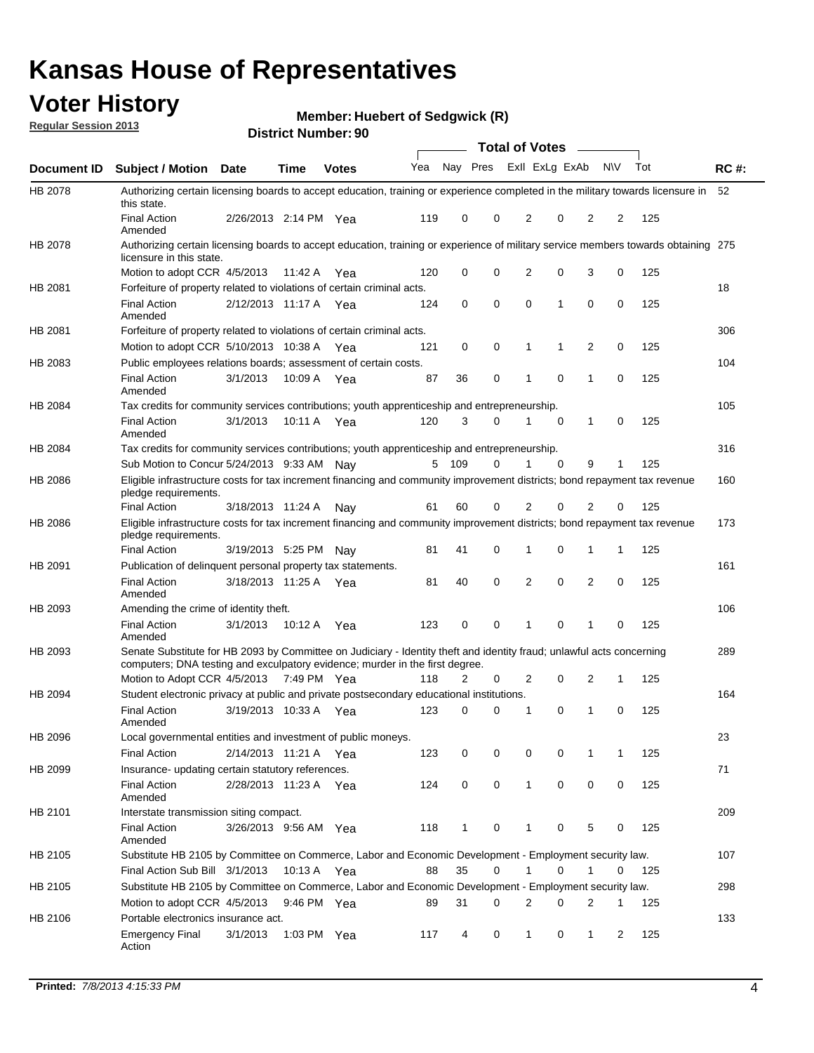# Kansas House of Representatives

## Voter History

**Regular Session 2013**

**Member: Huebert of Sedgwick (R)**

**District Number: 90**

| Document ID | Subject / Motion | Date | Time | Votes | Yea | Nay | Pres | ExII | ExLg | ExAb | N\V | Tot | RC #: |
|---|---|---|---|---|---|---|---|---|---|---|---|---|---|
| HB 2078 | Authorizing certain licensing boards to accept education, training or experience completed in the military towards licensure in this state. | | | | | | | | | | | | 52 |
| | Final Action Amended | 2/26/2013 | 2:14 PM | Yea | 119 | 0 | 0 | 2 | 0 | 2 | 2 | 125 | |
| HB 2078 | Authorizing certain licensing boards to accept education, training or experience of military service members towards obtaining licensure in this state. | | | | | | | | | | | | 275 |
| | Motion to adopt CCR | 4/5/2013 | 11:42 A | Yea | 120 | 0 | 0 | 2 | 0 | 3 | 0 | 125 | |
| HB 2081 | Forfeiture of property related to violations of certain criminal acts. | | | | | | | | | | | | 18 |
| | Final Action Amended | 2/12/2013 | 11:17 A | Yea | 124 | 0 | 0 | 0 | 1 | 0 | 0 | 125 | |
| HB 2081 | Forfeiture of property related to violations of certain criminal acts. | | | | | | | | | | | | 306 |
| | Motion to adopt CCR | 5/10/2013 | 10:38 A | Yea | 121 | 0 | 0 | 1 | 1 | 2 | 0 | 125 | |
| HB 2083 | Public employees relations boards; assessment of certain costs. | | | | | | | | | | | | 104 |
| | Final Action Amended | 3/1/2013 | 10:09 A | Yea | 87 | 36 | 0 | 1 | 0 | 1 | 0 | 125 | |
| HB 2084 | Tax credits for community services contributions; youth apprenticeship and entrepreneurship. | | | | | | | | | | | | 105 |
| | Final Action Amended | 3/1/2013 | 10:11 A | Yea | 120 | 3 | 0 | 1 | 0 | 1 | 0 | 125 | |
| HB 2084 | Tax credits for community services contributions; youth apprenticeship and entrepreneurship. | | | | | | | | | | | | 316 |
| | Sub Motion to Concur | 5/24/2013 | 9:33 AM | Nay | 5 | 109 | 0 | 1 | 0 | 9 | 1 | 125 | |
| HB 2086 | Eligible infrastructure costs for tax increment financing and community improvement districts; bond repayment tax revenue pledge requirements. | | | | | | | | | | | | 160 |
| | Final Action | 3/18/2013 | 11:24 A | Nay | 61 | 60 | 0 | 2 | 0 | 2 | 0 | 125 | |
| HB 2086 | Eligible infrastructure costs for tax increment financing and community improvement districts; bond repayment tax revenue pledge requirements. | | | | | | | | | | | | 173 |
| | Final Action | 3/19/2013 | 5:25 PM | Nay | 81 | 41 | 0 | 1 | 0 | 1 | 1 | 125 | |
| HB 2091 | Publication of delinquent personal property tax statements. | | | | | | | | | | | | 161 |
| | Final Action Amended | 3/18/2013 | 11:25 A | Yea | 81 | 40 | 0 | 2 | 0 | 2 | 0 | 125 | |
| HB 2093 | Amending the crime of identity theft. | | | | | | | | | | | | 106 |
| | Final Action Amended | 3/1/2013 | 10:12 A | Yea | 123 | 0 | 0 | 1 | 0 | 1 | 0 | 125 | |
| HB 2093 | Senate Substitute for HB 2093 by Committee on Judiciary - Identity theft and identity fraud; unlawful acts concerning computers; DNA testing and exculpatory evidence; murder in the first degree. | | | | | | | | | | | | 289 |
| | Motion to Adopt CCR | 4/5/2013 | 7:49 PM | Yea | 118 | 2 | 0 | 2 | 0 | 2 | 1 | 125 | |
| HB 2094 | Student electronic privacy at public and private postsecondary educational institutions. | | | | | | | | | | | | 164 |
| | Final Action Amended | 3/19/2013 | 10:33 A | Yea | 123 | 0 | 0 | 1 | 0 | 1 | 0 | 125 | |
| HB 2096 | Local governmental entities and investment of public moneys. | | | | | | | | | | | | 23 |
| | Final Action | 2/14/2013 | 11:21 A | Yea | 123 | 0 | 0 | 0 | 0 | 1 | 1 | 125 | |
| HB 2099 | Insurance- updating certain statutory references. | | | | | | | | | | | | 71 |
| | Final Action Amended | 2/28/2013 | 11:23 A | Yea | 124 | 0 | 0 | 1 | 0 | 0 | 0 | 125 | |
| HB 2101 | Interstate transmission siting compact. | | | | | | | | | | | | 209 |
| | Final Action Amended | 3/26/2013 | 9:56 AM | Yea | 118 | 1 | 0 | 1 | 0 | 5 | 0 | 125 | |
| HB 2105 | Substitute HB 2105 by Committee on Commerce, Labor and Economic Development - Employment security law. | | | | | | | | | | | | 107 |
| | Final Action Sub Bill | 3/1/2013 | 10:13 A | Yea | 88 | 35 | 0 | 1 | 0 | 1 | 0 | 125 | |
| HB 2105 | Substitute HB 2105 by Committee on Commerce, Labor and Economic Development - Employment security law. | | | | | | | | | | | | 298 |
| | Motion to adopt CCR | 4/5/2013 | 9:46 PM | Yea | 89 | 31 | 0 | 2 | 0 | 2 | 1 | 125 | |
| HB 2106 | Portable electronics insurance act. | | | | | | | | | | | | 133 |
| | Emergency Final Action | 3/1/2013 | 1:03 PM | Yea | 117 | 4 | 0 | 1 | 0 | 1 | 2 | 125 | |

**Printed:** *7/8/2013 4:15:33 PM*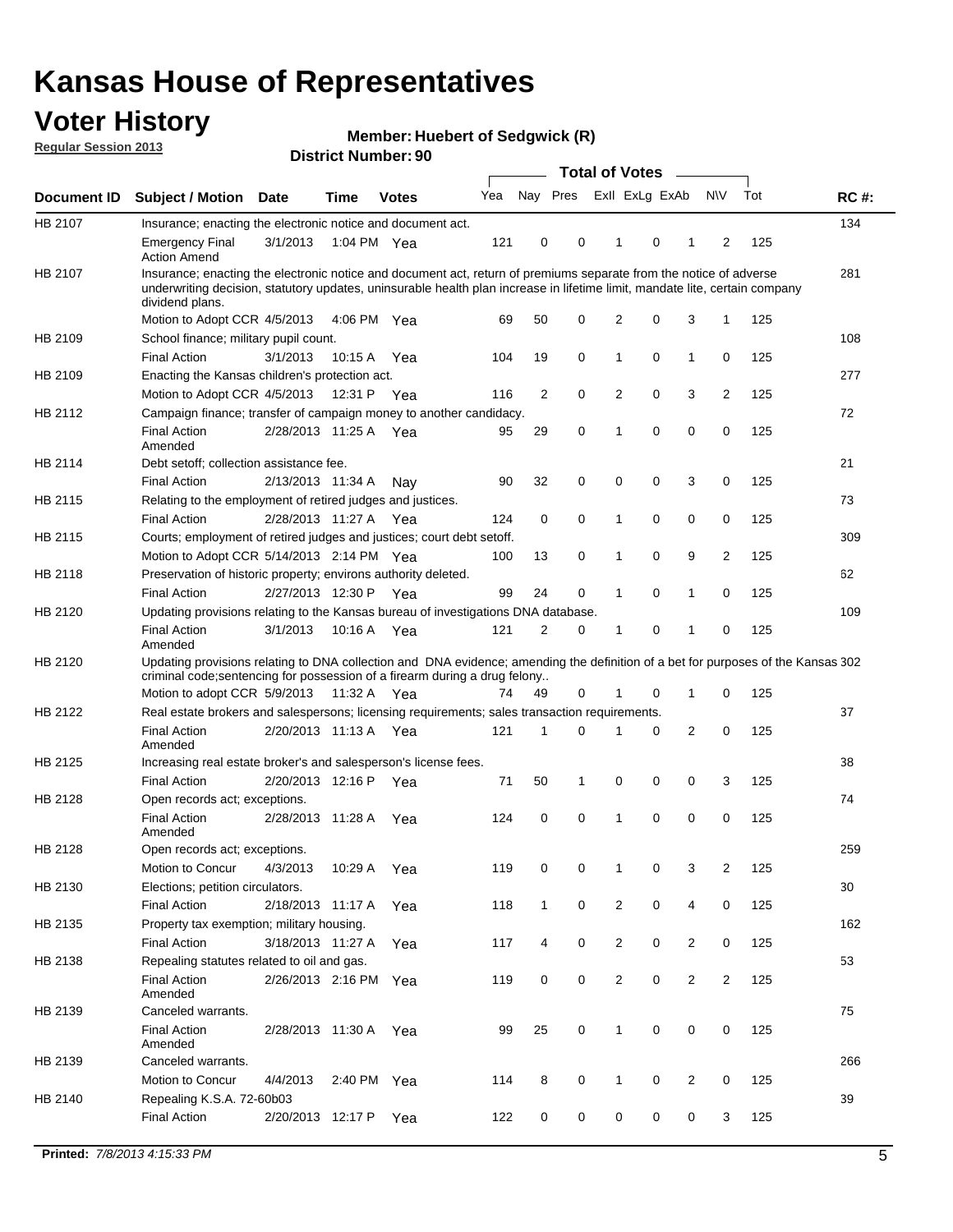# Kansas House of Representatives

## Voter History

**Regular Session 2013**

**Member: Huebert of Sedgwick (R)**

**District Number: 90**

| Document ID | Subject / Motion | Date | Time | Votes | Yea | Nay | Pres | ExII | ExLg | ExAb | N\V | Tot | RC #: |
|---|---|---|---|---|---|---|---|---|---|---|---|---|---|
| HB 2107 | Insurance; enacting the electronic notice and document act. | | | | | | | | | | | | 134 |
| | Emergency Final Action Amend | 3/1/2013 | 1:04 PM | Yea | 121 | 0 | 0 | 1 | 0 | 1 | 2 | 125 | |
| HB 2107 | Insurance; enacting the electronic notice and document act, return of premiums separate from the notice of adverse underwriting decision, statutory updates, uninsurable health plan increase in lifetime limit, mandate lite, certain company dividend plans. | | | | | | | | | | | | 281 |
| | Motion to Adopt CCR | 4/5/2013 | 4:06 PM | Yea | 69 | 50 | 0 | 2 | 0 | 3 | 1 | 125 | |
| HB 2109 | School finance; military pupil count. | | | | | | | | | | | | 108 |
| | Final Action | 3/1/2013 | 10:15 A | Yea | 104 | 19 | 0 | 1 | 0 | 1 | 0 | 125 | |
| HB 2109 | Enacting the Kansas children's protection act. | | | | | | | | | | | | 277 |
| | Motion to Adopt CCR | 4/5/2013 | 12:31 P | Yea | 116 | 2 | 0 | 2 | 0 | 3 | 2 | 125 | |
| HB 2112 | Campaign finance; transfer of campaign money to another candidacy. | | | | | | | | | | | | 72 |
| | Final Action Amended | 2/28/2013 | 11:25 A | Yea | 95 | 29 | 0 | 1 | 0 | 0 | 0 | 125 | |
| HB 2114 | Debt setoff; collection assistance fee. | | | | | | | | | | | | 21 |
| | Final Action | 2/13/2013 | 11:34 A | Nay | 90 | 32 | 0 | 0 | 0 | 3 | 0 | 125 | |
| HB 2115 | Relating to the employment of retired judges and justices. | | | | | | | | | | | | 73 |
| | Final Action | 2/28/2013 | 11:27 A | Yea | 124 | 0 | 0 | 1 | 0 | 0 | 0 | 125 | |
| HB 2115 | Courts; employment of retired judges and justices; court debt setoff. | | | | | | | | | | | | 309 |
| | Motion to Adopt CCR | 5/14/2013 | 2:14 PM | Yea | 100 | 13 | 0 | 1 | 0 | 9 | 2 | 125 | |
| HB 2118 | Preservation of historic property; environs authority deleted. | | | | | | | | | | | | 62 |
| | Final Action | 2/27/2013 | 12:30 P | Yea | 99 | 24 | 0 | 1 | 0 | 1 | 0 | 125 | |
| HB 2120 | Updating provisions relating to the Kansas bureau of investigations DNA database. | | | | | | | | | | | | 109 |
| | Final Action Amended | 3/1/2013 | 10:16 A | Yea | 121 | 2 | 0 | 1 | 0 | 1 | 0 | 125 | |
| HB 2120 | Updating provisions relating to DNA collection and DNA evidence; amending the definition of a bet for purposes of the Kansas criminal code;sentencing for possession of a firearm during a drug felony.. | | | | | | | | | | | | 302 |
| | Motion to adopt CCR | 5/9/2013 | 11:32 A | Yea | 74 | 49 | 0 | 1 | 0 | 1 | 0 | 125 | |
| HB 2122 | Real estate brokers and salespersons; licensing requirements; sales transaction requirements. | | | | | | | | | | | | 37 |
| | Final Action Amended | 2/20/2013 | 11:13 A | Yea | 121 | 1 | 0 | 1 | 0 | 2 | 0 | 125 | |
| HB 2125 | Increasing real estate broker's and salesperson's license fees. | | | | | | | | | | | | 38 |
| | Final Action | 2/20/2013 | 12:16 P | Yea | 71 | 50 | 1 | 0 | 0 | 0 | 3 | 125 | |
| HB 2128 | Open records act; exceptions. | | | | | | | | | | | | 74 |
| | Final Action Amended | 2/28/2013 | 11:28 A | Yea | 124 | 0 | 0 | 1 | 0 | 0 | 0 | 125 | |
| HB 2128 | Open records act; exceptions. | | | | | | | | | | | | 259 |
| | Motion to Concur | 4/3/2013 | 10:29 A | Yea | 119 | 0 | 0 | 1 | 0 | 3 | 2 | 125 | |
| HB 2130 | Elections; petition circulators. | | | | | | | | | | | | 30 |
| | Final Action | 2/18/2013 | 11:17 A | Yea | 118 | 1 | 0 | 2 | 0 | 4 | 0 | 125 | |
| HB 2135 | Property tax exemption; military housing. | | | | | | | | | | | | 162 |
| | Final Action | 3/18/2013 | 11:27 A | Yea | 117 | 4 | 0 | 2 | 0 | 2 | 0 | 125 | |
| HB 2138 | Repealing statutes related to oil and gas. | | | | | | | | | | | | 53 |
| | Final Action Amended | 2/26/2013 | 2:16 PM | Yea | 119 | 0 | 0 | 2 | 0 | 2 | 2 | 125 | |
| HB 2139 | Canceled warrants. | | | | | | | | | | | | 75 |
| | Final Action Amended | 2/28/2013 | 11:30 A | Yea | 99 | 25 | 0 | 1 | 0 | 0 | 0 | 125 | |
| HB 2139 | Canceled warrants. | | | | | | | | | | | | 266 |
| | Motion to Concur | 4/4/2013 | 2:40 PM | Yea | 114 | 8 | 0 | 1 | 0 | 2 | 0 | 125 | |
| HB 2140 | Repealing K.S.A. 72-60b03 | | | | | | | | | | | | 39 |
| | Final Action | 2/20/2013 | 12:17 P | Yea | 122 | 0 | 0 | 0 | 0 | 0 | 3 | 125 | |

**Printed:** 7/8/2013 4:15:33 PM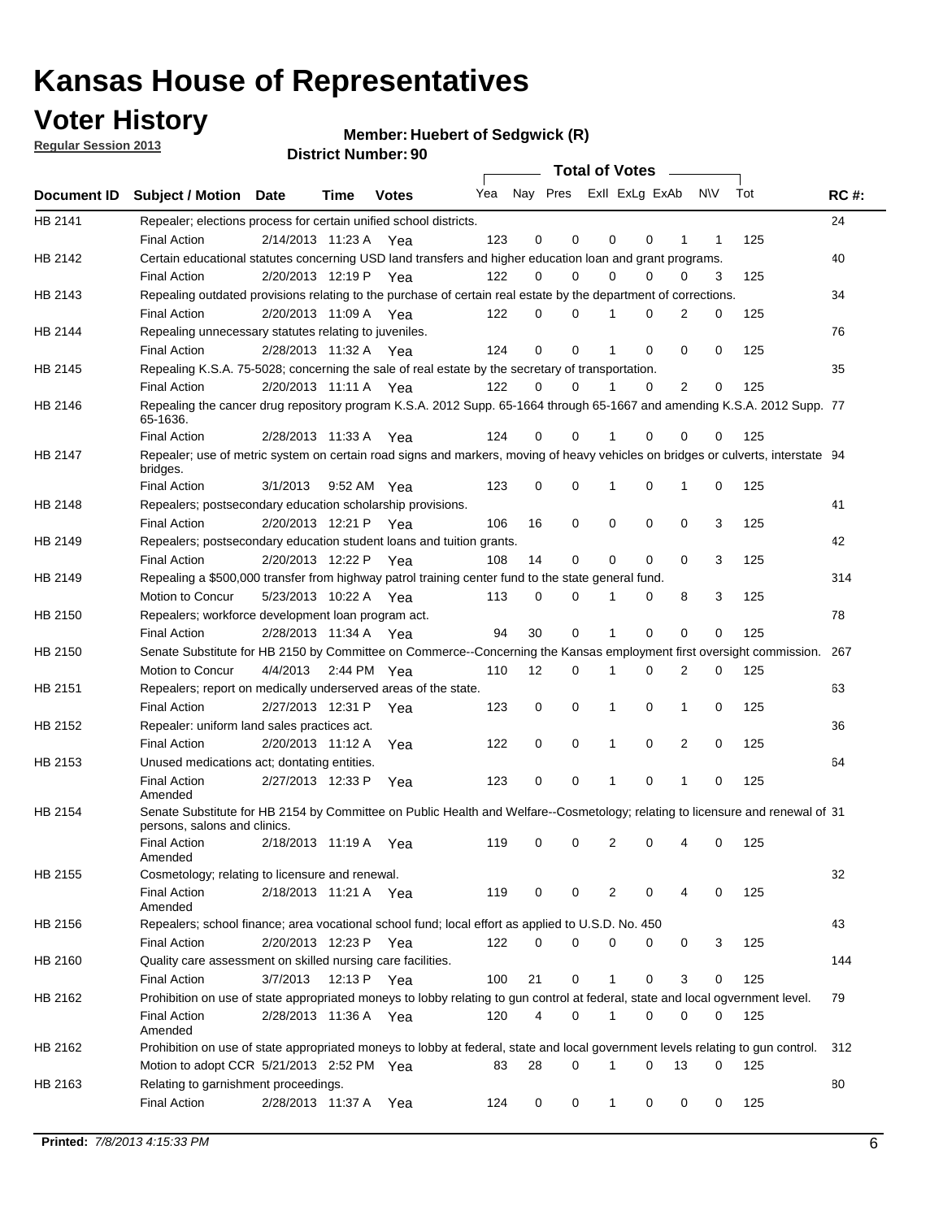# Kansas House of Representatives

## Voter History

**Regular Session 2013**

**Member: Huebert of Sedgwick (R)**

**District Number: 90**

| Document ID | Subject / Motion | Date | Time | Votes | Yea | Nay | Pres | ExII | ExLg | ExAb | N\V | Tot | RC #: |
|---|---|---|---|---|---|---|---|---|---|---|---|---|---|
| HB 2141 | Repealer; elections process for certain unified school districts. | | | | | | | | | | | | 24 |
| | Final Action | 2/14/2013 | 11:23 A | Yea | 123 | 0 | 0 | 0 | 0 | 1 | 1 | 125 | |
| HB 2142 | Certain educational statutes concerning USD land transfers and higher education loan and grant programs. | | | | | | | | | | | | 40 |
| | Final Action | 2/20/2013 | 12:19 P | Yea | 122 | 0 | 0 | 0 | 0 | 0 | 3 | 125 | |
| HB 2143 | Repealing outdated provisions relating to the purchase of certain real estate by the department of corrections. | | | | | | | | | | | | 34 |
| | Final Action | 2/20/2013 | 11:09 A | Yea | 122 | 0 | 0 | 1 | 0 | 2 | 0 | 125 | |
| HB 2144 | Repealing unnecessary statutes relating to juveniles. | | | | | | | | | | | | 76 |
| | Final Action | 2/28/2013 | 11:32 A | Yea | 124 | 0 | 0 | 1 | 0 | 0 | 0 | 125 | |
| HB 2145 | Repealing K.S.A. 75-5028; concerning the sale of real estate by the secretary of transportation. | | | | | | | | | | | | 35 |
| | Final Action | 2/20/2013 | 11:11 A | Yea | 122 | 0 | 0 | 1 | 0 | 2 | 0 | 125 | |
| HB 2146 | Repealing the cancer drug repository program K.S.A. 2012 Supp. 65-1664 through 65-1667 and amending K.S.A. 2012 Supp. 65-1636. | | | | | | | | | | | | 77 |
| | Final Action | 2/28/2013 | 11:33 A | Yea | 124 | 0 | 0 | 1 | 0 | 0 | 0 | 125 | |
| HB 2147 | Repealer; use of metric system on certain road signs and markers, moving of heavy vehicles on bridges or culverts, interstate bridges. | | | | | | | | | | | | 94 |
| | Final Action | 3/1/2013 | 9:52 AM | Yea | 123 | 0 | 0 | 1 | 0 | 1 | 0 | 125 | |
| HB 2148 | Repealers; postsecondary education scholarship provisions. | | | | | | | | | | | | 41 |
| | Final Action | 2/20/2013 | 12:21 P | Yea | 106 | 16 | 0 | 0 | 0 | 0 | 3 | 125 | |
| HB 2149 | Repealers; postsecondary education student loans and tuition grants. | | | | | | | | | | | | 42 |
| | Final Action | 2/20/2013 | 12:22 P | Yea | 108 | 14 | 0 | 0 | 0 | 0 | 3 | 125 | |
| HB 2149 | Repealing a $500,000 transfer from highway patrol training center fund to the state general fund. | | | | | | | | | | | | 314 |
| | Motion to Concur | 5/23/2013 | 10:22 A | Yea | 113 | 0 | 0 | 1 | 0 | 8 | 3 | 125 | |
| HB 2150 | Repealers; workforce development loan program act. | | | | | | | | | | | | 78 |
| | Final Action | 2/28/2013 | 11:34 A | Yea | 94 | 30 | 0 | 1 | 0 | 0 | 0 | 125 | |
| HB 2150 | Senate Substitute for HB 2150 by Committee on Commerce--Concerning the Kansas employment first oversight commission. | | | | | | | | | | | | 267 |
| | Motion to Concur | 4/4/2013 | 2:44 PM | Yea | 110 | 12 | 0 | 1 | 0 | 2 | 0 | 125 | |
| HB 2151 | Repealers; report on medically underserved areas of the state. | | | | | | | | | | | | 63 |
| | Final Action | 2/27/2013 | 12:31 P | Yea | 123 | 0 | 0 | 1 | 0 | 1 | 0 | 125 | |
| HB 2152 | Repealer: uniform land sales practices act. | | | | | | | | | | | | 36 |
| | Final Action | 2/20/2013 | 11:12 A | Yea | 122 | 0 | 0 | 1 | 0 | 2 | 0 | 125 | |
| HB 2153 | Unused medications act; dontating entities. | | | | | | | | | | | | 64 |
| | Final Action Amended | 2/27/2013 | 12:33 P | Yea | 123 | 0 | 0 | 1 | 0 | 1 | 0 | 125 | |
| HB 2154 | Senate Substitute for HB 2154 by Committee on Public Health and Welfare--Cosmetology; relating to licensure and renewal of persons, salons and clinics. | | | | | | | | | | | | 31 |
| | Final Action Amended | 2/18/2013 | 11:19 A | Yea | 119 | 0 | 0 | 2 | 0 | 4 | 0 | 125 | |
| HB 2155 | Cosmetology; relating to licensure and renewal. | | | | | | | | | | | | 32 |
| | Final Action Amended | 2/18/2013 | 11:21 A | Yea | 119 | 0 | 0 | 2 | 0 | 4 | 0 | 125 | |
| HB 2156 | Repealers; school finance; area vocational school fund; local effort as applied to U.S.D. No. 450 | | | | | | | | | | | | 43 |
| | Final Action | 2/20/2013 | 12:23 P | Yea | 122 | 0 | 0 | 0 | 0 | 0 | 3 | 125 | |
| HB 2160 | Quality care assessment on skilled nursing care facilities. | | | | | | | | | | | | 144 |
| | Final Action | 3/7/2013 | 12:13 P | Yea | 100 | 21 | 0 | 1 | 0 | 3 | 0 | 125 | |
| HB 2162 | Prohibition on use of state appropriated moneys to lobby relating to gun control at federal, state and local ogvernment level. | | | | | | | | | | | | 79 |
| | Final Action Amended | 2/28/2013 | 11:36 A | Yea | 120 | 4 | 0 | 1 | 0 | 0 | 0 | 125 | |
| HB 2162 | Prohibition on use of state appropriated moneys to lobby at federal, state and local government levels relating to gun control. | | | | | | | | | | | | 312 |
| | Motion to adopt CCR | 5/21/2013 | 2:52 PM | Yea | 83 | 28 | 0 | 1 | 0 | 13 | 0 | 125 | |
| HB 2163 | Relating to garnishment proceedings. | | | | | | | | | | | | 80 |
| | Final Action | 2/28/2013 | 11:37 A | Yea | 124 | 0 | 0 | 1 | 0 | 0 | 0 | 125 | |

**Printed:** 7/8/2013 4:15:33 PM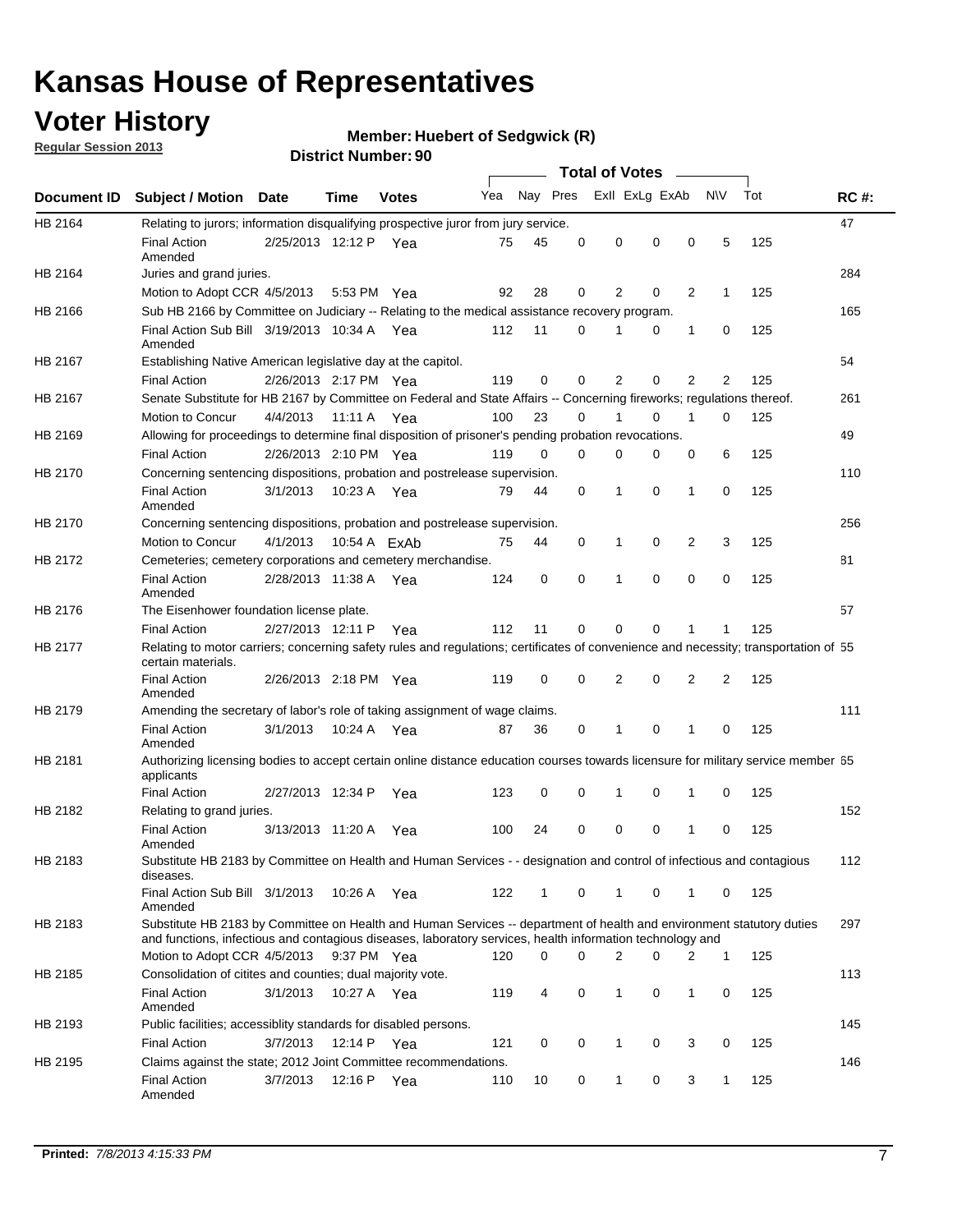# Kansas House of Representatives

## Voter History

**Regular Session 2013**

**Member: Huebert of Sedgwick (R)**

**District Number: 90**

| Document ID | Subject / Motion | Date | Time | Votes | Yea | Nay | Pres | ExII | ExLg | ExAb | N\V | Tot | RC #: |
|---|---|---|---|---|---|---|---|---|---|---|---|---|---|
| HB 2164 | Relating to jurors; information disqualifying prospective juror from jury service. | | | | | | | | | | | | 47 |
| | Final Action Amended | 2/25/2013 | 12:12 P | Yea | 75 | 45 | 0 | 0 | 0 | 0 | 5 | 125 | |
| HB 2164 | Juries and grand juries. | | | | | | | | | | | | 284 |
| | Motion to Adopt CCR | 4/5/2013 | 5:53 PM | Yea | 92 | 28 | 0 | 2 | 0 | 2 | 1 | 125 | |
| HB 2166 | Sub HB 2166 by Committee on Judiciary -- Relating to the medical assistance recovery program. | | | | | | | | | | | | 165 |
| | Final Action Sub Bill Amended | 3/19/2013 | 10:34 A | Yea | 112 | 11 | 0 | 1 | 0 | 1 | 0 | 125 | |
| HB 2167 | Establishing Native American legislative day at the capitol. | | | | | | | | | | | | 54 |
| | Final Action | 2/26/2013 | 2:17 PM | Yea | 119 | 0 | 0 | 2 | 0 | 2 | 2 | 125 | |
| HB 2167 | Senate Substitute for HB 2167 by Committee on Federal and State Affairs -- Concerning fireworks; regulations thereof. | | | | | | | | | | | | 261 |
| | Motion to Concur | 4/4/2013 | 11:11 A | Yea | 100 | 23 | 0 | 1 | 0 | 1 | 0 | 125 | |
| HB 2169 | Allowing for proceedings to determine final disposition of prisoner's pending probation revocations. | | | | | | | | | | | | 49 |
| | Final Action | 2/26/2013 | 2:10 PM | Yea | 119 | 0 | 0 | 0 | 0 | 0 | 6 | 125 | |
| HB 2170 | Concerning sentencing dispositions, probation and postrelease supervision. | | | | | | | | | | | | 110 |
| | Final Action Amended | 3/1/2013 | 10:23 A | Yea | 79 | 44 | 0 | 1 | 0 | 1 | 0 | 125 | |
| HB 2170 | Concerning sentencing dispositions, probation and postrelease supervision. | | | | | | | | | | | | 256 |
| | Motion to Concur | 4/1/2013 | 10:54 A | ExAb | 75 | 44 | 0 | 1 | 0 | 2 | 3 | 125 | |
| HB 2172 | Cemeteries; cemetery corporations and cemetery merchandise. | | | | | | | | | | | | 81 |
| | Final Action Amended | 2/28/2013 | 11:38 A | Yea | 124 | 0 | 0 | 1 | 0 | 0 | 0 | 125 | |
| HB 2176 | The Eisenhower foundation license plate. | | | | | | | | | | | | 57 |
| | Final Action | 2/27/2013 | 12:11 P | Yea | 112 | 11 | 0 | 0 | 0 | 1 | 1 | 125 | |
| HB 2177 | Relating to motor carriers; concerning safety rules and regulations; certificates of convenience and necessity; transportation of certain materials. | | | | | | | | | | | | 55 |
| | Final Action Amended | 2/26/2013 | 2:18 PM | Yea | 119 | 0 | 0 | 2 | 0 | 2 | 2 | 125 | |
| HB 2179 | Amending the secretary of labor's role of taking assignment of wage claims. | | | | | | | | | | | | 111 |
| | Final Action Amended | 3/1/2013 | 10:24 A | Yea | 87 | 36 | 0 | 1 | 0 | 1 | 0 | 125 | |
| HB 2181 | Authorizing licensing bodies to accept certain online distance education courses towards licensure for military service member applicants | | | | | | | | | | | | 65 |
| | Final Action | 2/27/2013 | 12:34 P | Yea | 123 | 0 | 0 | 1 | 0 | 1 | 0 | 125 | |
| HB 2182 | Relating to grand juries. | | | | | | | | | | | | 152 |
| | Final Action Amended | 3/13/2013 | 11:20 A | Yea | 100 | 24 | 0 | 0 | 0 | 1 | 0 | 125 | |
| HB 2183 | Substitute HB 2183 by Committee on Health and Human Services - - designation and control of infectious and contagious diseases. | | | | | | | | | | | | 112 |
| | Final Action Sub Bill Amended | 3/1/2013 | 10:26 A | Yea | 122 | 1 | 0 | 1 | 0 | 1 | 0 | 125 | |
| HB 2183 | Substitute HB 2183 by Committee on Health and Human Services -- department of health and environment statutory duties and functions, infectious and contagious diseases, laboratory services, health information technology and | | | | | | | | | | | | 297 |
| | Motion to Adopt CCR | 4/5/2013 | 9:37 PM | Yea | 120 | 0 | 0 | 2 | 0 | 2 | 1 | 125 | |
| HB 2185 | Consolidation of citites and counties; dual majority vote. | | | | | | | | | | | | 113 |
| | Final Action Amended | 3/1/2013 | 10:27 A | Yea | 119 | 4 | 0 | 1 | 0 | 1 | 0 | 125 | |
| HB 2193 | Public facilities; accessiblity standards for disabled persons. | | | | | | | | | | | | 145 |
| | Final Action | 3/7/2013 | 12:14 P | Yea | 121 | 0 | 0 | 1 | 0 | 3 | 0 | 125 | |
| HB 2195 | Claims against the state; 2012 Joint Committee recommendations. | | | | | | | | | | | | 146 |
| | Final Action Amended | 3/7/2013 | 12:16 P | Yea | 110 | 10 | 0 | 1 | 0 | 3 | 1 | 125 | |

**Printed:** *7/8/2013 4:15:33 PM*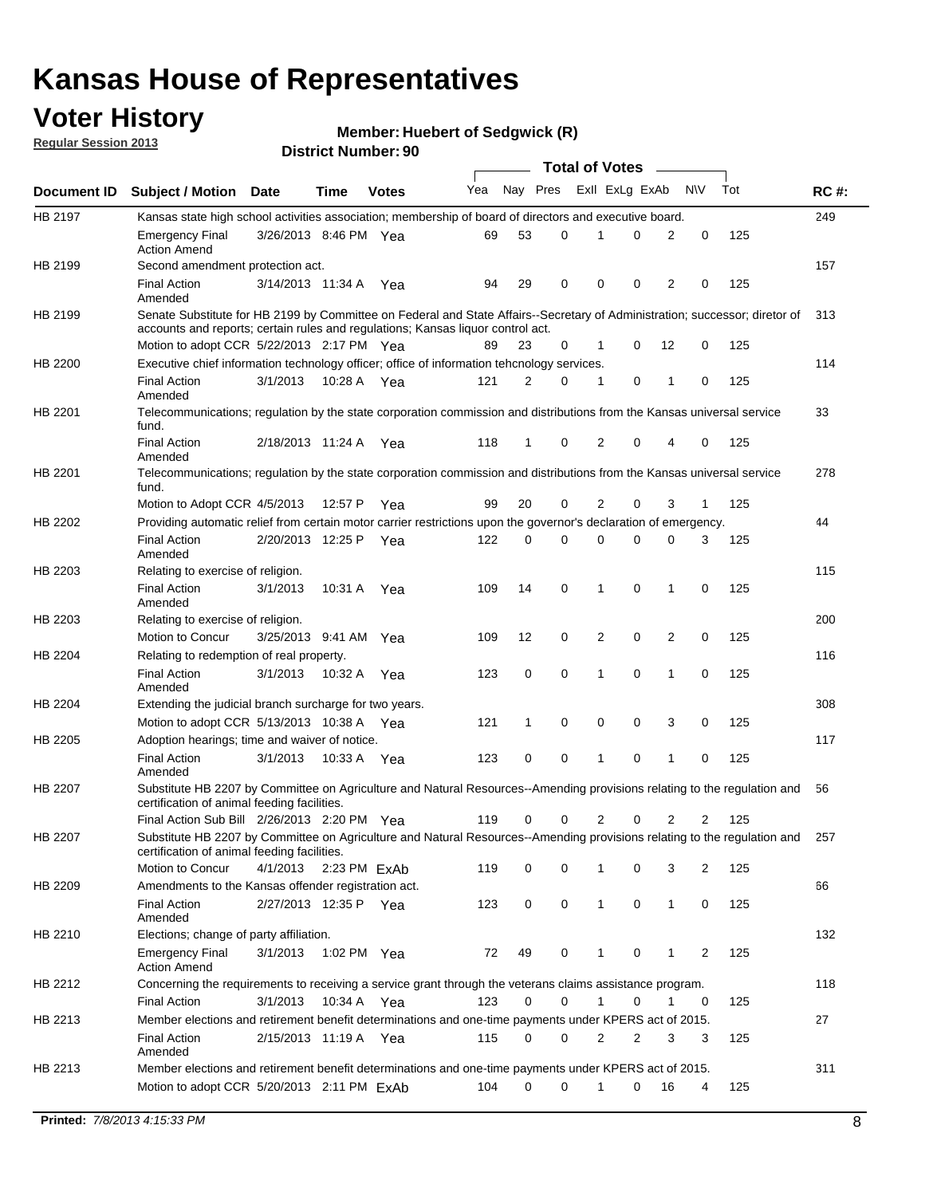# Kansas House of Representatives

## Voter History

**Regular Session 2013**

**Member: Huebert of Sedgwick (R)**

**District Number: 90**

| Document ID | Subject / Motion | Date | Time | Votes | Yea | Nay | Pres | ExII | ExLg | ExAb | N\V | Tot | RC #: |
|---|---|---|---|---|---|---|---|---|---|---|---|---|---|
| HB 2197 | Kansas state high school activities association; membership of board of directors and executive board. | | | | | | | | | | | | 249 |
| | Emergency Final Action Amend | 3/26/2013 | 8:46 PM | Yea | 69 | 53 | 0 | 1 | 0 | 2 | 0 | 125 | |
| HB 2199 | Second amendment protection act. | | | | | | | | | | | | 157 |
| | Final Action Amended | 3/14/2013 | 11:34 A | Yea | 94 | 29 | 0 | 0 | 0 | 2 | 0 | 125 | |
| HB 2199 | Senate Substitute for HB 2199 by Committee on Federal and State Affairs--Secretary of Administration; successor; diretor of accounts and reports; certain rules and regulations; Kansas liquor control act. | | | | | | | | | | | | 313 |
| | Motion to adopt CCR | 5/22/2013 | 2:17 PM | Yea | 89 | 23 | 0 | 1 | 0 | 12 | 0 | 125 | |
| HB 2200 | Executive chief information technology officer; office of information tehcnology services. | | | | | | | | | | | | 114 |
| | Final Action Amended | 3/1/2013 | 10:28 A | Yea | 121 | 2 | 0 | 1 | 0 | 1 | 0 | 125 | |
| HB 2201 | Telecommunications; regulation by the state corporation commission and distributions from the Kansas universal service fund. | | | | | | | | | | | | 33 |
| | Final Action Amended | 2/18/2013 | 11:24 A | Yea | 118 | 1 | 0 | 2 | 0 | 4 | 0 | 125 | |
| HB 2201 | Telecommunications; regulation by the state corporation commission and distributions from the Kansas universal service fund. | | | | | | | | | | | | 278 |
| | Motion to Adopt CCR | 4/5/2013 | 12:57 P | Yea | 99 | 20 | 0 | 2 | 0 | 3 | 1 | 125 | |
| HB 2202 | Providing automatic relief from certain motor carrier restrictions upon the governor's declaration of emergency. | | | | | | | | | | | | 44 |
| | Final Action Amended | 2/20/2013 | 12:25 P | Yea | 122 | 0 | 0 | 0 | 0 | 0 | 3 | 125 | |
| HB 2203 | Relating to exercise of religion. | | | | | | | | | | | | 115 |
| | Final Action Amended | 3/1/2013 | 10:31 A | Yea | 109 | 14 | 0 | 1 | 0 | 1 | 0 | 125 | |
| HB 2203 | Relating to exercise of religion. | | | | | | | | | | | | 200 |
| | Motion to Concur | 3/25/2013 | 9:41 AM | Yea | 109 | 12 | 0 | 2 | 0 | 2 | 0 | 125 | |
| HB 2204 | Relating to redemption of real property. | | | | | | | | | | | | 116 |
| | Final Action Amended | 3/1/2013 | 10:32 A | Yea | 123 | 0 | 0 | 1 | 0 | 1 | 0 | 125 | |
| HB 2204 | Extending the judicial branch surcharge for two years. | | | | | | | | | | | | 308 |
| | Motion to adopt CCR | 5/13/2013 | 10:38 A | Yea | 121 | 1 | 0 | 0 | 0 | 3 | 0 | 125 | |
| HB 2205 | Adoption hearings; time and waiver of notice. | | | | | | | | | | | | 117 |
| | Final Action Amended | 3/1/2013 | 10:33 A | Yea | 123 | 0 | 0 | 1 | 0 | 1 | 0 | 125 | |
| HB 2207 | Substitute HB 2207 by Committee on Agriculture and Natural Resources--Amending provisions relating to the regulation and certification of animal feeding facilities. | | | | | | | | | | | | 56 |
| | Final Action Sub Bill | 2/26/2013 | 2:20 PM | Yea | 119 | 0 | 0 | 2 | 0 | 2 | 2 | 125 | |
| HB 2207 | Substitute HB 2207 by Committee on Agriculture and Natural Resources--Amending provisions relating to the regulation and certification of animal feeding facilities. | | | | | | | | | | | | 257 |
| | Motion to Concur | 4/1/2013 | 2:23 PM | ExAb | 119 | 0 | 0 | 1 | 0 | 3 | 2 | 125 | |
| HB 2209 | Amendments to the Kansas offender registration act. | | | | | | | | | | | | 66 |
| | Final Action Amended | 2/27/2013 | 12:35 P | Yea | 123 | 0 | 0 | 1 | 0 | 1 | 0 | 125 | |
| HB 2210 | Elections; change of party affiliation. | | | | | | | | | | | | 132 |
| | Emergency Final Action Amend | 3/1/2013 | 1:02 PM | Yea | 72 | 49 | 0 | 1 | 0 | 1 | 2 | 125 | |
| HB 2212 | Concerning the requirements to receiving a service grant through the veterans claims assistance program. | | | | | | | | | | | | 118 |
| | Final Action | 3/1/2013 | 10:34 A | Yea | 123 | 0 | 0 | 1 | 0 | 1 | 0 | 125 | |
| HB 2213 | Member elections and retirement benefit determinations and one-time payments under KPERS act of 2015. | | | | | | | | | | | | 27 |
| | Final Action Amended | 2/15/2013 | 11:19 A | Yea | 115 | 0 | 0 | 2 | 2 | 3 | 3 | 125 | |
| HB 2213 | Member elections and retirement benefit determinations and one-time payments under KPERS act of 2015. | | | | | | | | | | | | 311 |
| | Motion to adopt CCR | 5/20/2013 | 2:11 PM | ExAb | 104 | 0 | 0 | 1 | 0 | 16 | 4 | 125 | |

**Printed:** *7/8/2013 4:15:33 PM*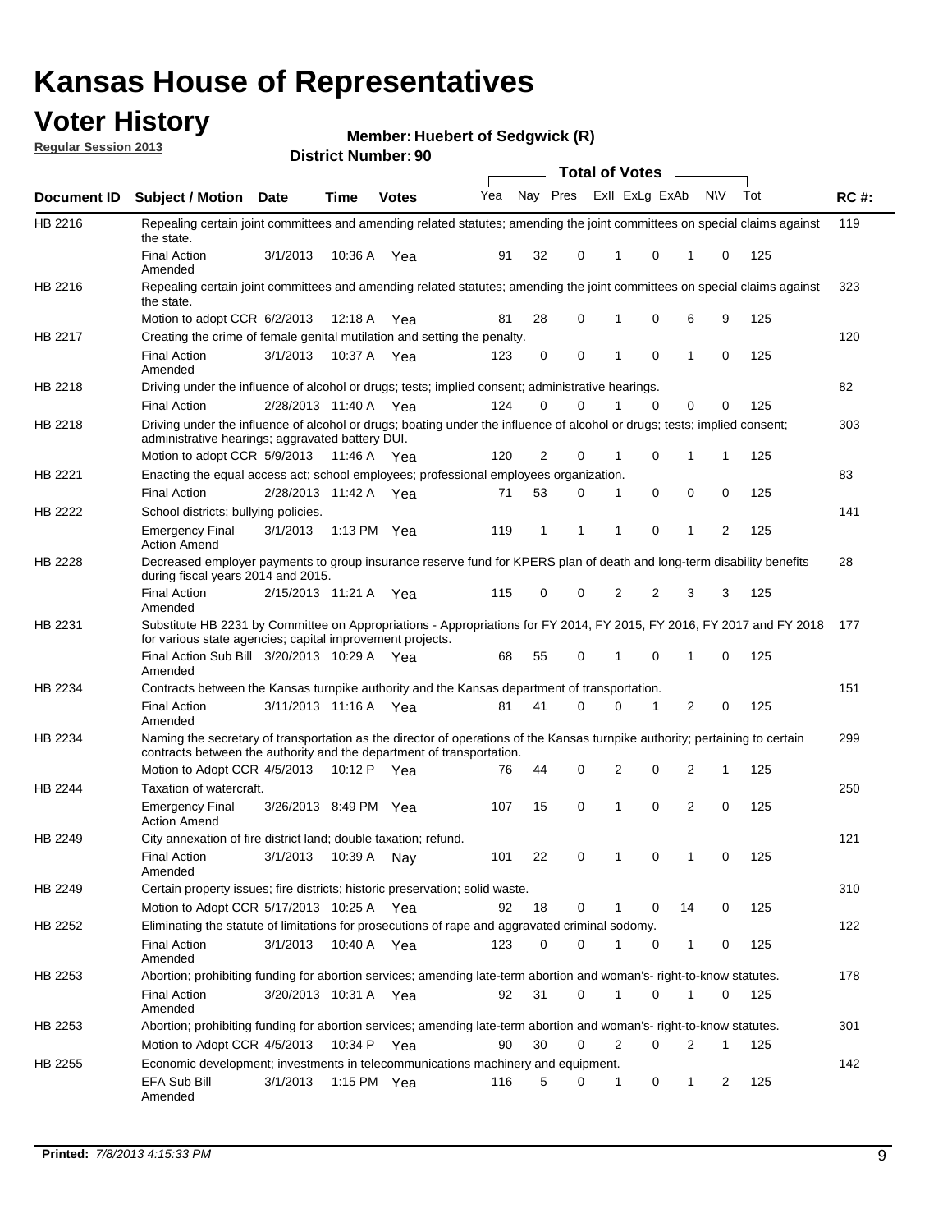# Kansas House of Representatives

## Voter History

**Regular Session 2013**

**Member: Huebert of Sedgwick (R)**

**District Number: 90**

| Document ID | Subject / Motion | Date | Time | Votes | Yea | Nay | Pres | ExII | ExLg | ExAb | N\V | Tot | RC #: |
|---|---|---|---|---|---|---|---|---|---|---|---|---|---|
| HB 2216 | Repealing certain joint committees and amending related statutes; amending the joint committees on special claims against the state. | | | | | | | | | | | | 119 |
| | Final Action Amended | 3/1/2013 | 10:36 A | Yea | 91 | 32 | 0 | 1 | 0 | 1 | 0 | 125 | |
| HB 2216 | Repealing certain joint committees and amending related statutes; amending the joint committees on special claims against the state. | | | | | | | | | | | | 323 |
| | Motion to adopt CCR | 6/2/2013 | 12:18 A | Yea | 81 | 28 | 0 | 1 | 0 | 6 | 9 | 125 | |
| HB 2217 | Creating the crime of female genital mutilation and setting the penalty. | | | | | | | | | | | | 120 |
| | Final Action Amended | 3/1/2013 | 10:37 A | Yea | 123 | 0 | 0 | 1 | 0 | 1 | 0 | 125 | |
| HB 2218 | Driving under the influence of alcohol or drugs; tests; implied consent; administrative hearings. | | | | | | | | | | | | 82 |
| | Final Action | 2/28/2013 | 11:40 A | Yea | 124 | 0 | 0 | 1 | 0 | 0 | 0 | 125 | |
| HB 2218 | Driving under the influence of alcohol or drugs; boating under the influence of alcohol or drugs; tests; implied consent; administrative hearings; aggravated battery DUI. | | | | | | | | | | | | 303 |
| | Motion to adopt CCR | 5/9/2013 | 11:46 A | Yea | 120 | 2 | 0 | 1 | 0 | 1 | 1 | 125 | |
| HB 2221 | Enacting the equal access act; school employees; professional employees organization. | | | | | | | | | | | | 83 |
| | Final Action | 2/28/2013 | 11:42 A | Yea | 71 | 53 | 0 | 1 | 0 | 0 | 0 | 125 | |
| HB 2222 | School districts; bullying policies. | | | | | | | | | | | | 141 |
| | Emergency Final Action Amend | 3/1/2013 | 1:13 PM | Yea | 119 | 1 | 1 | 1 | 0 | 1 | 2 | 125 | |
| HB 2228 | Decreased employer payments to group insurance reserve fund for KPERS plan of death and long-term disability benefits during fiscal years 2014 and 2015. | | | | | | | | | | | | 28 |
| | Final Action Amended | 2/15/2013 | 11:21 A | Yea | 115 | 0 | 0 | 2 | 2 | 3 | 3 | 125 | |
| HB 2231 | Substitute HB 2231 by Committee on Appropriations - Appropriations for FY 2014, FY 2015, FY 2016, FY 2017 and FY 2018 for various state agencies; capital improvement projects. | | | | | | | | | | | | 177 |
| | Final Action Sub Bill Amended | 3/20/2013 | 10:29 A | Yea | 68 | 55 | 0 | 1 | 0 | 1 | 0 | 125 | |
| HB 2234 | Contracts between the Kansas turnpike authority and the Kansas department of transportation. | | | | | | | | | | | | 151 |
| | Final Action Amended | 3/11/2013 | 11:16 A | Yea | 81 | 41 | 0 | 0 | 1 | 2 | 0 | 125 | |
| HB 2234 | Naming the secretary of transportation as the director of operations of the Kansas turnpike authority; pertaining to certain contracts between the authority and the department of transportation. | | | | | | | | | | | | 299 |
| | Motion to Adopt CCR | 4/5/2013 | 10:12 P | Yea | 76 | 44 | 0 | 2 | 0 | 2 | 1 | 125 | |
| HB 2244 | Taxation of watercraft. | | | | | | | | | | | | 250 |
| | Emergency Final Action Amend | 3/26/2013 | 8:49 PM | Yea | 107 | 15 | 0 | 1 | 0 | 2 | 0 | 125 | |
| HB 2249 | City annexation of fire district land; double taxation; refund. | | | | | | | | | | | | 121 |
| | Final Action Amended | 3/1/2013 | 10:39 A | Nay | 101 | 22 | 0 | 1 | 0 | 1 | 0 | 125 | |
| HB 2249 | Certain property issues; fire districts; historic preservation; solid waste. | | | | | | | | | | | | 310 |
| | Motion to Adopt CCR | 5/17/2013 | 10:25 A | Yea | 92 | 18 | 0 | 1 | 0 | 14 | 0 | 125 | |
| HB 2252 | Eliminating the statute of limitations for prosecutions of rape and aggravated criminal sodomy. | | | | | | | | | | | | 122 |
| | Final Action Amended | 3/1/2013 | 10:40 A | Yea | 123 | 0 | 0 | 1 | 0 | 1 | 0 | 125 | |
| HB 2253 | Abortion; prohibiting funding for abortion services; amending late-term abortion and woman's- right-to-know statutes. | | | | | | | | | | | | 178 |
| | Final Action Amended | 3/20/2013 | 10:31 A | Yea | 92 | 31 | 0 | 1 | 0 | 1 | 0 | 125 | |
| HB 2253 | Abortion; prohibiting funding for abortion services; amending late-term abortion and woman's- right-to-know statutes. | | | | | | | | | | | | 301 |
| | Motion to Adopt CCR | 4/5/2013 | 10:34 P | Yea | 90 | 30 | 0 | 2 | 0 | 2 | 1 | 125 | |
| HB 2255 | Economic development; investments in telecommunications machinery and equipment. | | | | | | | | | | | | 142 |
| | EFA Sub Bill Amended | 3/1/2013 | 1:15 PM | Yea | 116 | 5 | 0 | 1 | 0 | 1 | 2 | 125 | |

**Printed:** *7/8/2013 4:15:33 PM*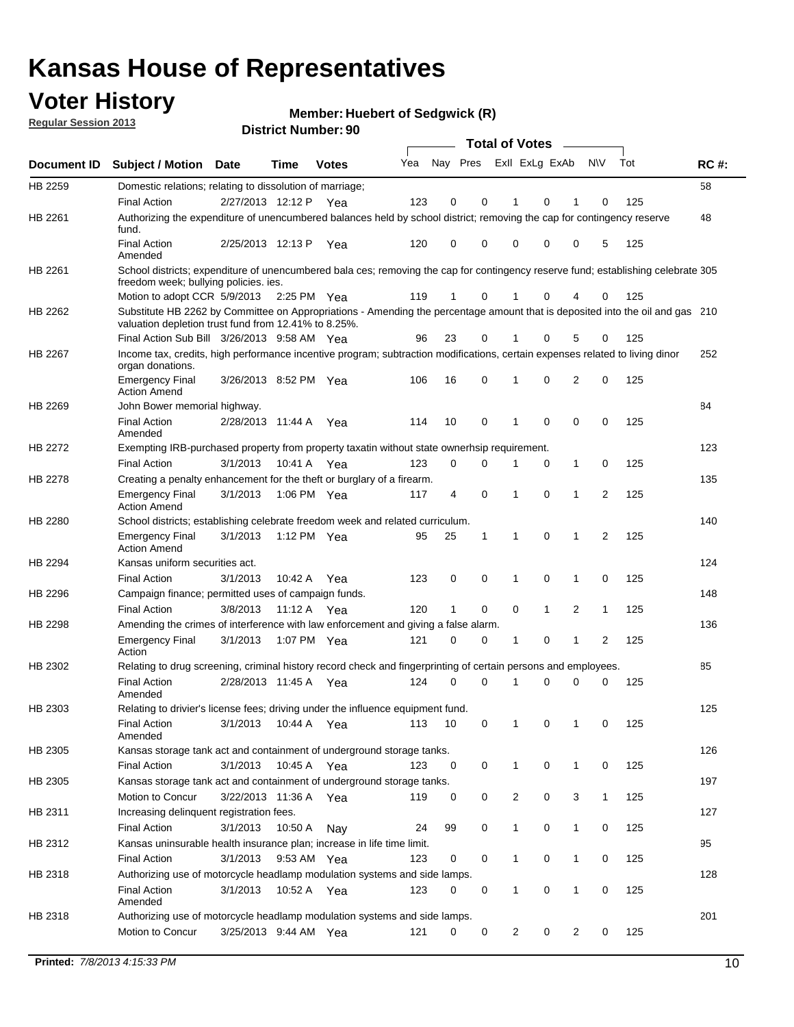# Kansas House of Representatives

## Voter History

**Regular Session 2013**

**Member: Huebert of Sedgwick (R)**

**District Number: 90**

| Document ID | Subject / Motion | Date | Time | Votes | Yea | Nay | Pres | ExII | ExLg | ExAb | N\V | Tot | RC #: |
|---|---|---|---|---|---|---|---|---|---|---|---|---|---|
| HB 2259 | Domestic relations; relating to dissolution of marriage; | | | | | | | | | | | | 58 |
| | Final Action | 2/27/2013 | 12:12 P | Yea | 123 | 0 | 0 | 1 | 0 | 1 | 0 | 125 | |
| HB 2261 | Authorizing the expenditure of unencumbered balances held by school district; removing the cap for contingency reserve fund. | | | | | | | | | | | | 48 |
| | Final Action Amended | 2/25/2013 | 12:13 P | Yea | 120 | 0 | 0 | 0 | 0 | 0 | 5 | 125 | |
| HB 2261 | School districts; expenditure of unencumbered bala ces; removing the cap for contingency reserve fund; establishing celebrate freedom week; bullying policies. ies. | | | | | | | | | | | | 305 |
| | Motion to adopt CCR | 5/9/2013 | 2:25 PM | Yea | 119 | 1 | 0 | 1 | 0 | 4 | 0 | 125 | |
| HB 2262 | Substitute HB 2262 by Committee on Appropriations - Amending the percentage amount that is deposited into the oil and gas valuation depletion trust fund from 12.41% to 8.25%. | | | | | | | | | | | | 210 |
| | Final Action Sub Bill | 3/26/2013 | 9:58 AM | Yea | 96 | 23 | 0 | 1 | 0 | 5 | 0 | 125 | |
| HB 2267 | Income tax, credits, high performance incentive program; subtraction modifications, certain expenses related to living dinor organ donations. | | | | | | | | | | | | 252 |
| | Emergency Final Action Amend | 3/26/2013 | 8:52 PM | Yea | 106 | 16 | 0 | 1 | 0 | 2 | 0 | 125 | |
| HB 2269 | John Bower memorial highway. | | | | | | | | | | | | 84 |
| | Final Action Amended | 2/28/2013 | 11:44 A | Yea | 114 | 10 | 0 | 1 | 0 | 0 | 0 | 125 | |
| HB 2272 | Exempting IRB-purchased property from property taxatin without state ownerhsip requirement. | | | | | | | | | | | | 123 |
| | Final Action | 3/1/2013 | 10:41 A | Yea | 123 | 0 | 0 | 1 | 0 | 1 | 0 | 125 | |
| HB 2278 | Creating a penalty enhancement for the theft or burglary of a firearm. | | | | | | | | | | | | 135 |
| | Emergency Final Action Amend | 3/1/2013 | 1:06 PM | Yea | 117 | 4 | 0 | 1 | 0 | 1 | 2 | 125 | |
| HB 2280 | School districts; establishing celebrate freedom week and related curriculum. | | | | | | | | | | | | 140 |
| | Emergency Final Action Amend | 3/1/2013 | 1:12 PM | Yea | 95 | 25 | 1 | 1 | 0 | 1 | 2 | 125 | |
| HB 2294 | Kansas uniform securities act. | | | | | | | | | | | | 124 |
| | Final Action | 3/1/2013 | 10:42 A | Yea | 123 | 0 | 0 | 1 | 0 | 1 | 0 | 125 | |
| HB 2296 | Campaign finance; permitted uses of campaign funds. | | | | | | | | | | | | 148 |
| | Final Action | 3/8/2013 | 11:12 A | Yea | 120 | 1 | 0 | 0 | 1 | 2 | 1 | 125 | |
| HB 2298 | Amending the crimes of interference with law enforcement and giving a false alarm. | | | | | | | | | | | | 136 |
| | Emergency Final Action | 3/1/2013 | 1:07 PM | Yea | 121 | 0 | 0 | 1 | 0 | 1 | 2 | 125 | |
| HB 2302 | Relating to drug screening, criminal history record check and fingerprinting of certain persons and employees. | | | | | | | | | | | | 85 |
| | Final Action Amended | 2/28/2013 | 11:45 A | Yea | 124 | 0 | 0 | 1 | 0 | 0 | 0 | 125 | |
| HB 2303 | Relating to drivier's license fees; driving under the influence equipment fund. | | | | | | | | | | | | 125 |
| | Final Action Amended | 3/1/2013 | 10:44 A | Yea | 113 | 10 | 0 | 1 | 0 | 1 | 0 | 125 | |
| HB 2305 | Kansas storage tank act and containment of underground storage tanks. | | | | | | | | | | | | 126 |
| | Final Action | 3/1/2013 | 10:45 A | Yea | 123 | 0 | 0 | 1 | 0 | 1 | 0 | 125 | |
| HB 2305 | Kansas storage tank act and containment of underground storage tanks. | | | | | | | | | | | | 197 |
| | Motion to Concur | 3/22/2013 | 11:36 A | Yea | 119 | 0 | 0 | 2 | 0 | 3 | 1 | 125 | |
| HB 2311 | Increasing delinquent registration fees. | | | | | | | | | | | | 127 |
| | Final Action | 3/1/2013 | 10:50 A | Nay | 24 | 99 | 0 | 1 | 0 | 1 | 0 | 125 | |
| HB 2312 | Kansas uninsurable health insurance plan; increase in life time limit. | | | | | | | | | | | | 95 |
| | Final Action | 3/1/2013 | 9:53 AM | Yea | 123 | 0 | 0 | 1 | 0 | 1 | 0 | 125 | |
| HB 2318 | Authorizing use of motorcycle headlamp modulation systems and side lamps. | | | | | | | | | | | | 128 |
| | Final Action Amended | 3/1/2013 | 10:52 A | Yea | 123 | 0 | 0 | 1 | 0 | 1 | 0 | 125 | |
| HB 2318 | Authorizing use of motorcycle headlamp modulation systems and side lamps. | | | | | | | | | | | | 201 |
| | Motion to Concur | 3/25/2013 | 9:44 AM | Yea | 121 | 0 | 0 | 2 | 0 | 2 | 0 | 125 | |

**Printed:** *7/8/2013 4:15:33 PM*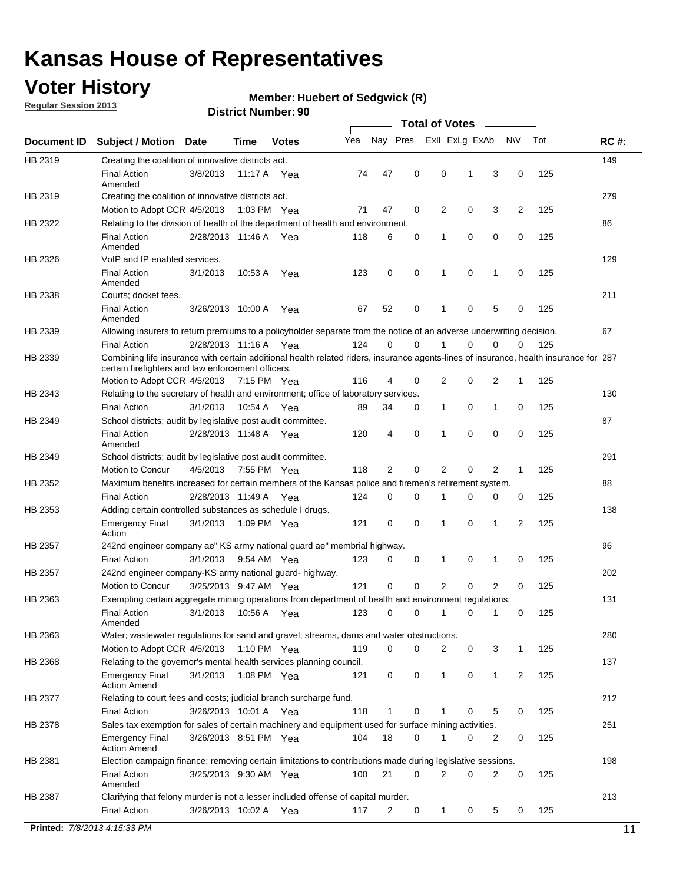# Kansas House of Representatives

## Voter History

**Regular Session 2013**

**Member: Huebert of Sedgwick (R)**

**District Number: 90**

| Document ID | Subject / Motion | Date | Time | Votes | Yea | Nay | Pres | ExII | ExLg | ExAb | N\V | Tot | RC #: |
|---|---|---|---|---|---|---|---|---|---|---|---|---|---|
| HB 2319 | Creating the coalition of innovative districts act. | | | | | | | | | | | | 149 |
| | Final Action Amended | 3/8/2013 | 11:17 A | Yea | 74 | 47 | 0 | 0 | 1 | 3 | 0 | 125 | |
| HB 2319 | Creating the coalition of innovative districts act. | | | | | | | | | | | | 279 |
| | Motion to Adopt CCR | 4/5/2013 | 1:03 PM | Yea | 71 | 47 | 0 | 2 | 0 | 3 | 2 | 125 | |
| HB 2322 | Relating to the division of health of the department of health and environment. | | | | | | | | | | | | 86 |
| | Final Action Amended | 2/28/2013 | 11:46 A | Yea | 118 | 6 | 0 | 1 | 0 | 0 | 0 | 125 | |
| HB 2326 | VoIP and IP enabled services. | | | | | | | | | | | | 129 |
| | Final Action Amended | 3/1/2013 | 10:53 A | Yea | 123 | 0 | 0 | 1 | 0 | 1 | 0 | 125 | |
| HB 2338 | Courts; docket fees. | | | | | | | | | | | | 211 |
| | Final Action Amended | 3/26/2013 | 10:00 A | Yea | 67 | 52 | 0 | 1 | 0 | 5 | 0 | 125 | |
| HB 2339 | Allowing insurers to return premiums to a policyholder separate from the notice of an adverse underwriting decision. | | | | | | | | | | | | 67 |
| | Final Action | 2/28/2013 | 11:16 A | Yea | 124 | 0 | 0 | 1 | 0 | 0 | 0 | 125 | |
| HB 2339 | Combining life insurance with certain additional health related riders, insurance agents-lines of insurance, health insurance for certain firefighters and law enforcement officers. | | | | | | | | | | | | 287 |
| | Motion to Adopt CCR | 4/5/2013 | 7:15 PM | Yea | 116 | 4 | 0 | 2 | 0 | 2 | 1 | 125 | |
| HB 2343 | Relating to the secretary of health and environment; office of laboratory services. | | | | | | | | | | | | 130 |
| | Final Action | 3/1/2013 | 10:54 A | Yea | 89 | 34 | 0 | 1 | 0 | 1 | 0 | 125 | |
| HB 2349 | School districts; audit by legislative post audit committee. | | | | | | | | | | | | 87 |
| | Final Action Amended | 2/28/2013 | 11:48 A | Yea | 120 | 4 | 0 | 1 | 0 | 0 | 0 | 125 | |
| HB 2349 | School districts; audit by legislative post audit committee. | | | | | | | | | | | | 291 |
| | Motion to Concur | 4/5/2013 | 7:55 PM | Yea | 118 | 2 | 0 | 2 | 0 | 2 | 1 | 125 | |
| HB 2352 | Maximum benefits increased for certain members of the Kansas police and firemen's retirement system. | | | | | | | | | | | | 88 |
| | Final Action | 2/28/2013 | 11:49 A | Yea | 124 | 0 | 0 | 1 | 0 | 0 | 0 | 125 | |
| HB 2353 | Adding certain controlled substances as schedule I drugs. | | | | | | | | | | | | 138 |
| | Emergency Final Action | 3/1/2013 | 1:09 PM | Yea | 121 | 0 | 0 | 1 | 0 | 1 | 2 | 125 | |
| HB 2357 | 242nd engineer company ae" KS army national guard ae" membrial highway. | | | | | | | | | | | | 96 |
| | Final Action | 3/1/2013 | 9:54 AM | Yea | 123 | 0 | 0 | 1 | 0 | 1 | 0 | 125 | |
| HB 2357 | 242nd engineer company-KS army national guard- highway. | | | | | | | | | | | | 202 |
| | Motion to Concur | 3/25/2013 | 9:47 AM | Yea | 121 | 0 | 0 | 2 | 0 | 2 | 0 | 125 | |
| HB 2363 | Exempting certain aggregate mining operations from department of health and environment regulations. | | | | | | | | | | | | 131 |
| | Final Action Amended | 3/1/2013 | 10:56 A | Yea | 123 | 0 | 0 | 1 | 0 | 1 | 0 | 125 | |
| HB 2363 | Water; wastewater regulations for sand and gravel; streams, dams and water obstructions. | | | | | | | | | | | | 280 |
| | Motion to Adopt CCR | 4/5/2013 | 1:10 PM | Yea | 119 | 0 | 0 | 2 | 0 | 3 | 1 | 125 | |
| HB 2368 | Relating to the governor's mental health services planning council. | | | | | | | | | | | | 137 |
| | Emergency Final Action Amend | 3/1/2013 | 1:08 PM | Yea | 121 | 0 | 0 | 1 | 0 | 1 | 2 | 125 | |
| HB 2377 | Relating to court fees and costs; judicial branch surcharge fund. | | | | | | | | | | | | 212 |
| | Final Action | 3/26/2013 | 10:01 A | Yea | 118 | 1 | 0 | 1 | 0 | 5 | 0 | 125 | |
| HB 2378 | Sales tax exemption for sales of certain machinery and equipment used for surface mining activities. | | | | | | | | | | | | 251 |
| | Emergency Final Action Amend | 3/26/2013 | 8:51 PM | Yea | 104 | 18 | 0 | 1 | 0 | 2 | 0 | 125 | |
| HB 2381 | Election campaign finance; removing certain limitations to contributions made during legislative sessions. | | | | | | | | | | | | 198 |
| | Final Action Amended | 3/25/2013 | 9:30 AM | Yea | 100 | 21 | 0 | 2 | 0 | 2 | 0 | 125 | |
| HB 2387 | Clarifying that felony murder is not a lesser included offense of capital murder. | | | | | | | | | | | | 213 |
| | Final Action | 3/26/2013 | 10:02 A | Yea | 117 | 2 | 0 | 1 | 0 | 5 | 0 | 125 | |

**Printed:** *7/8/2013 4:15:33 PM*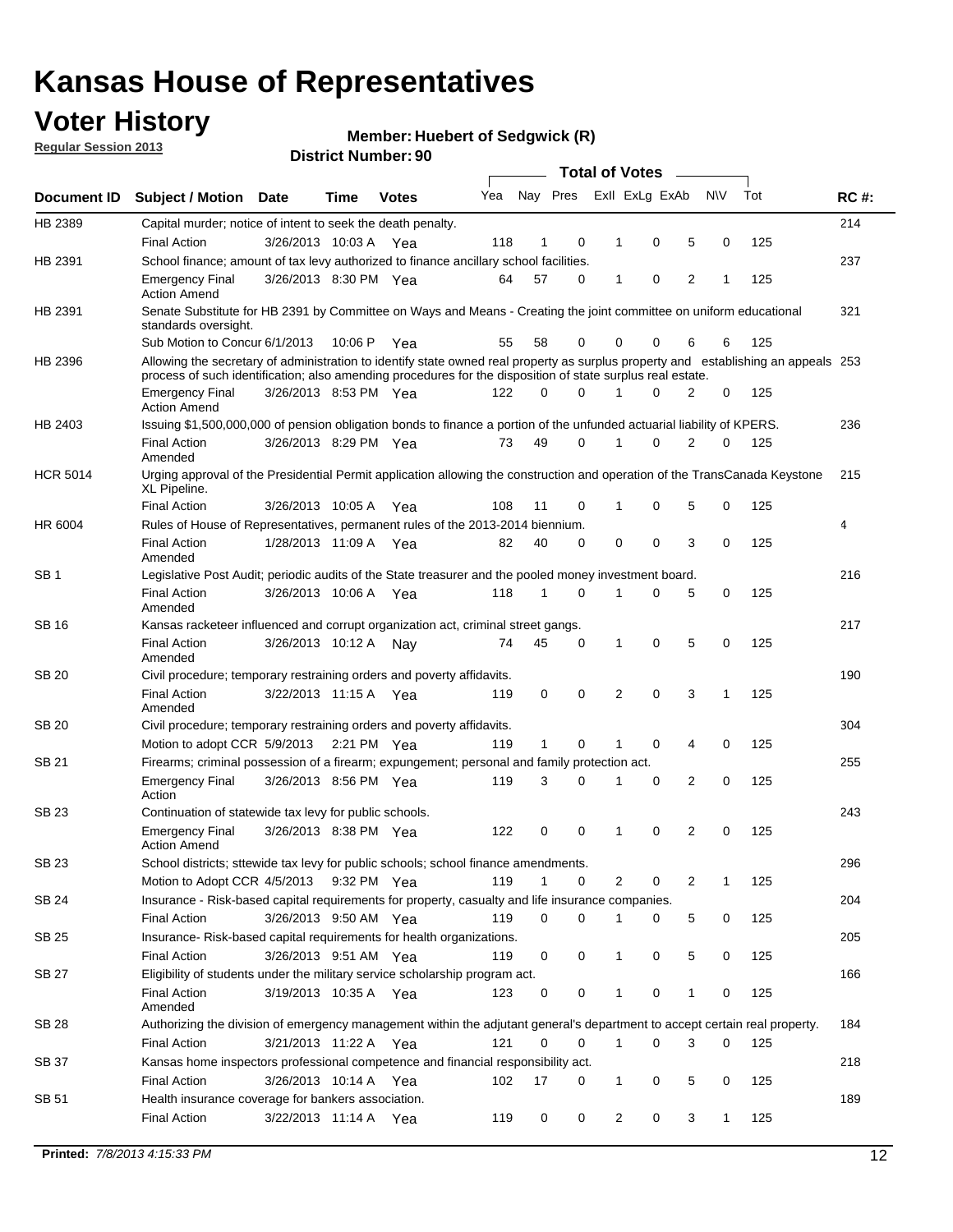# Kansas House of Representatives

## Voter History

**Regular Session 2013**

**Member: Huebert of Sedgwick (R)**

**District Number: 90**

| Document ID | Subject / Motion | Date | Time | Votes | Yea | Nay | Pres | ExII | ExLg | ExAb | N\V | Tot | RC #: |
|---|---|---|---|---|---|---|---|---|---|---|---|---|---|
| HB 2389 | Capital murder; notice of intent to seek the death penalty. | | | | | | | | | | | | 214 |
| | Final Action | 3/26/2013 | 10:03 A | Yea | 118 | 1 | 0 | 1 | 0 | 5 | 0 | 125 | |
| HB 2391 | School finance; amount of tax levy authorized to finance ancillary school facilities. | | | | | | | | | | | | 237 |
| | Emergency Final Action Amend | 3/26/2013 | 8:30 PM | Yea | 64 | 57 | 0 | 1 | 0 | 2 | 1 | 125 | |
| HB 2391 | Senate Substitute for HB 2391 by Committee on Ways and Means - Creating the joint committee on uniform educational standards oversight. | | | | | | | | | | | | 321 |
| | Sub Motion to Concur | 6/1/2013 | 10:06 P | Yea | 55 | 58 | 0 | 0 | 0 | 6 | 6 | 125 | |
| HB 2396 | Allowing the secretary of administration to identify state owned real property as surplus property and establishing an appeals process of such identification; also amending procedures for the disposition of state surplus real estate. | | | | | | | | | | | | 253 |
| | Emergency Final Action Amend | 3/26/2013 | 8:53 PM | Yea | 122 | 0 | 0 | 1 | 0 | 2 | 0 | 125 | |
| HB 2403 | Issuing $1,500,000,000 of pension obligation bonds to finance a portion of the unfunded actuarial liability of KPERS. | | | | | | | | | | | | 236 |
| | Final Action Amended | 3/26/2013 | 8:29 PM | Yea | 73 | 49 | 0 | 1 | 0 | 2 | 0 | 125 | |
| HCR 5014 | Urging approval of the Presidential Permit application allowing the construction and operation of the TransCanada Keystone XL Pipeline. | | | | | | | | | | | | 215 |
| | Final Action | 3/26/2013 | 10:05 A | Yea | 108 | 11 | 0 | 1 | 0 | 5 | 0 | 125 | |
| HR 6004 | Rules of House of Representatives, permanent rules of the 2013-2014 biennium. | | | | | | | | | | | | 4 |
| | Final Action Amended | 1/28/2013 | 11:09 A | Yea | 82 | 40 | 0 | 0 | 0 | 3 | 0 | 125 | |
| SB 1 | Legislative Post Audit; periodic audits of the State treasurer and the pooled money investment board. | | | | | | | | | | | | 216 |
| | Final Action Amended | 3/26/2013 | 10:06 A | Yea | 118 | 1 | 0 | 1 | 0 | 5 | 0 | 125 | |
| SB 16 | Kansas racketeer influenced and corrupt organization act, criminal street gangs. | | | | | | | | | | | | 217 |
| | Final Action Amended | 3/26/2013 | 10:12 A | Nay | 74 | 45 | 0 | 1 | 0 | 5 | 0 | 125 | |
| SB 20 | Civil procedure; temporary restraining orders and poverty affidavits. | | | | | | | | | | | | 190 |
| | Final Action Amended | 3/22/2013 | 11:15 A | Yea | 119 | 0 | 0 | 2 | 0 | 3 | 1 | 125 | |
| SB 20 | Civil procedure; temporary restraining orders and poverty affidavits. | | | | | | | | | | | | 304 |
| | Motion to adopt CCR | 5/9/2013 | 2:21 PM | Yea | 119 | 1 | 0 | 1 | 0 | 4 | 0 | 125 | |
| SB 21 | Firearms; criminal possession of a firearm; expungement; personal and family protection act. | | | | | | | | | | | | 255 |
| | Emergency Final Action | 3/26/2013 | 8:56 PM | Yea | 119 | 3 | 0 | 1 | 0 | 2 | 0 | 125 | |
| SB 23 | Continuation of statewide tax levy for public schools. | | | | | | | | | | | | 243 |
| | Emergency Final Action Amend | 3/26/2013 | 8:38 PM | Yea | 122 | 0 | 0 | 1 | 0 | 2 | 0 | 125 | |
| SB 23 | School districts; sttewide tax levy for public schools; school finance amendments. | | | | | | | | | | | | 296 |
| | Motion to Adopt CCR | 4/5/2013 | 9:32 PM | Yea | 119 | 1 | 0 | 2 | 0 | 2 | 1 | 125 | |
| SB 24 | Insurance - Risk-based capital requirements for property, casualty and life insurance companies. | | | | | | | | | | | | 204 |
| | Final Action | 3/26/2013 | 9:50 AM | Yea | 119 | 0 | 0 | 1 | 0 | 5 | 0 | 125 | |
| SB 25 | Insurance- Risk-based capital requirements for health organizations. | | | | | | | | | | | | 205 |
| | Final Action | 3/26/2013 | 9:51 AM | Yea | 119 | 0 | 0 | 1 | 0 | 5 | 0 | 125 | |
| SB 27 | Eligibility of students under the military service scholarship program act. | | | | | | | | | | | | 166 |
| | Final Action Amended | 3/19/2013 | 10:35 A | Yea | 123 | 0 | 0 | 1 | 0 | 1 | 0 | 125 | |
| SB 28 | Authorizing the division of emergency management within the adjutant general's department to accept certain real property. | | | | | | | | | | | | 184 |
| | Final Action | 3/21/2013 | 11:22 A | Yea | 121 | 0 | 0 | 1 | 0 | 3 | 0 | 125 | |
| SB 37 | Kansas home inspectors professional competence and financial responsibility act. | | | | | | | | | | | | 218 |
| | Final Action | 3/26/2013 | 10:14 A | Yea | 102 | 17 | 0 | 1 | 0 | 5 | 0 | 125 | |
| SB 51 | Health insurance coverage for bankers association. | | | | | | | | | | | | 189 |
| | Final Action | 3/22/2013 | 11:14 A | Yea | 119 | 0 | 0 | 2 | 0 | 3 | 1 | 125 | |

**Printed:** *7/8/2013 4:15:33 PM*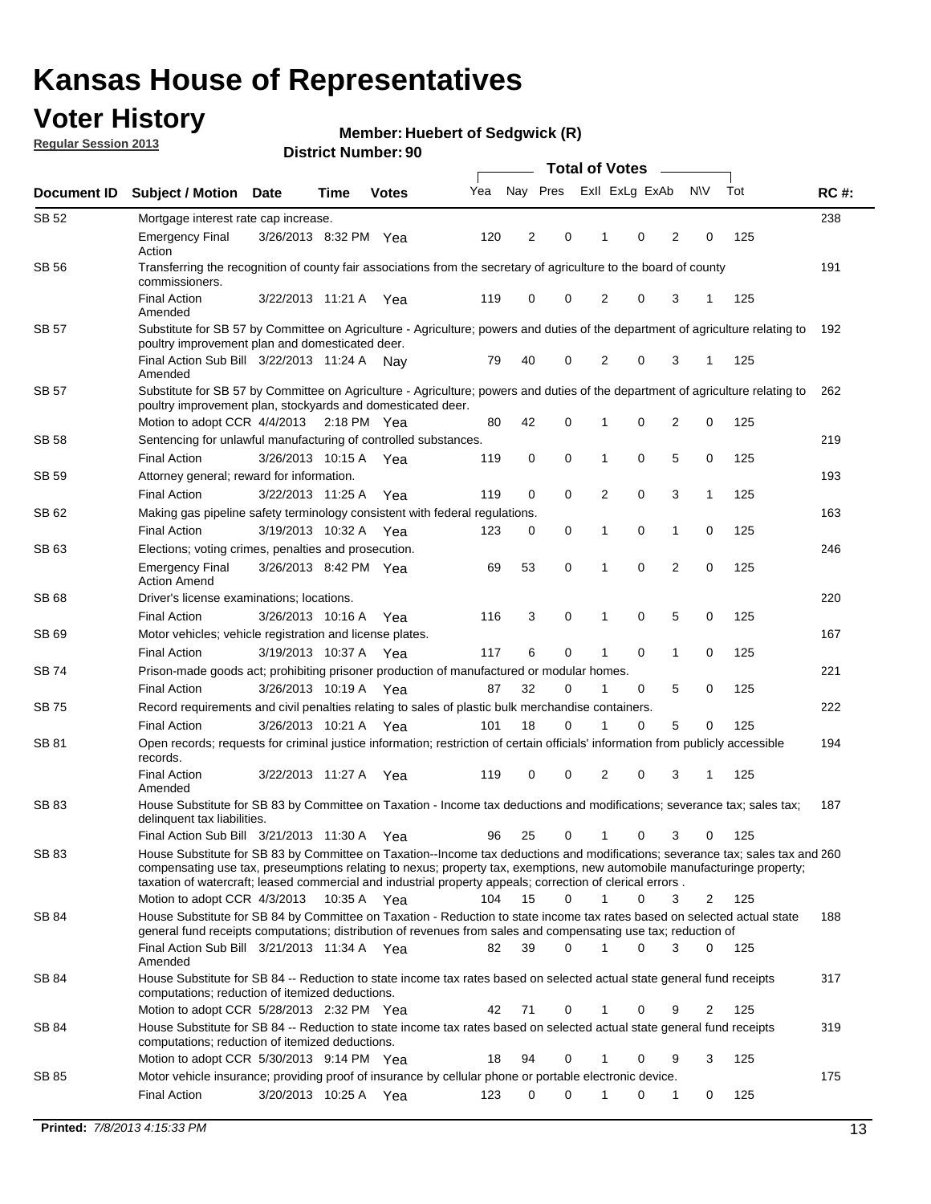# Kansas House of Representatives

## Voter History

**Regular Session 2013**

**Member: Huebert of Sedgwick (R)**

**District Number: 90**

| Document ID | Subject / Motion | Date | Time | Votes | Yea | Nay | Pres | ExII | ExLg | ExAb | N\V | Tot | RC #: |
|---|---|---|---|---|---|---|---|---|---|---|---|---|---|
| SB 52 | Mortgage interest rate cap increase. | | | | | | | | | | | | 238 |
| | Emergency Final Action | 3/26/2013 | 8:32 PM | Yea | 120 | 2 | 0 | 1 | 0 | 2 | 0 | 125 | |
| SB 56 | Transferring the recognition of county fair associations from the secretary of agriculture to the board of county commissioners. | | | | | | | | | | | | 191 |
| | Final Action Amended | 3/22/2013 | 11:21 A | Yea | 119 | 0 | 0 | 2 | 0 | 3 | 1 | 125 | |
| SB 57 | Substitute for SB 57 by Committee on Agriculture - Agriculture; powers and duties of the department of agriculture relating to poultry improvement plan and domesticated deer. | | | | | | | | | | | | 192 |
| | Final Action Sub Bill Amended | 3/22/2013 | 11:24 A | Nay | 79 | 40 | 0 | 2 | 0 | 3 | 1 | 125 | |
| SB 57 | Substitute for SB 57 by Committee on Agriculture - Agriculture; powers and duties of the department of agriculture relating to poultry improvement plan, stockyards and domesticated deer. | | | | | | | | | | | | 262 |
| | Motion to adopt CCR | 4/4/2013 | 2:18 PM | Yea | 80 | 42 | 0 | 1 | 0 | 2 | 0 | 125 | |
| SB 58 | Sentencing for unlawful manufacturing of controlled substances. | | | | | | | | | | | | 219 |
| | Final Action | 3/26/2013 | 10:15 A | Yea | 119 | 0 | 0 | 1 | 0 | 5 | 0 | 125 | |
| SB 59 | Attorney general; reward for information. | | | | | | | | | | | | 193 |
| | Final Action | 3/22/2013 | 11:25 A | Yea | 119 | 0 | 0 | 2 | 0 | 3 | 1 | 125 | |
| SB 62 | Making gas pipeline safety terminology consistent with federal regulations. | | | | | | | | | | | | 163 |
| | Final Action | 3/19/2013 | 10:32 A | Yea | 123 | 0 | 0 | 1 | 0 | 1 | 0 | 125 | |
| SB 63 | Elections; voting crimes, penalties and prosecution. | | | | | | | | | | | | 246 |
| | Emergency Final Action Amend | 3/26/2013 | 8:42 PM | Yea | 69 | 53 | 0 | 1 | 0 | 2 | 0 | 125 | |
| SB 68 | Driver's license examinations; locations. | | | | | | | | | | | | 220 |
| | Final Action | 3/26/2013 | 10:16 A | Yea | 116 | 3 | 0 | 1 | 0 | 5 | 0 | 125 | |
| SB 69 | Motor vehicles; vehicle registration and license plates. | | | | | | | | | | | | 167 |
| | Final Action | 3/19/2013 | 10:37 A | Yea | 117 | 6 | 0 | 1 | 0 | 1 | 0 | 125 | |
| SB 74 | Prison-made goods act; prohibiting prisoner production of manufactured or modular homes. | | | | | | | | | | | | 221 |
| | Final Action | 3/26/2013 | 10:19 A | Yea | 87 | 32 | 0 | 1 | 0 | 5 | 0 | 125 | |
| SB 75 | Record requirements and civil penalties relating to sales of plastic bulk merchandise containers. | | | | | | | | | | | | 222 |
| | Final Action | 3/26/2013 | 10:21 A | Yea | 101 | 18 | 0 | 1 | 0 | 5 | 0 | 125 | |
| SB 81 | Open records; requests for criminal justice information; restriction of certain officials' information from publicly accessible records. | | | | | | | | | | | | 194 |
| | Final Action Amended | 3/22/2013 | 11:27 A | Yea | 119 | 0 | 0 | 2 | 0 | 3 | 1 | 125 | |
| SB 83 | House Substitute for SB 83 by Committee on Taxation - Income tax deductions and modifications; severance tax; sales tax; delinquent tax liabilities. | | | | | | | | | | | | 187 |
| | Final Action Sub Bill | 3/21/2013 | 11:30 A | Yea | 96 | 25 | 0 | 1 | 0 | 3 | 0 | 125 | |
| SB 83 | House Substitute for SB 83 by Committee on Taxation--Income tax deductions and modifications; severance tax; sales tax and compensating use tax, preseumptions relating to nexus; property tax, exemptions, new automobile manufacturinge property; taxation of watercraft; leased commercial and industrial property appeals; correction of clerical errors . | | | | | | | | | | | | 260 |
| | Motion to adopt CCR | 4/3/2013 | 10:35 A | Yea | 104 | 15 | 0 | 1 | 0 | 3 | 2 | 125 | |
| SB 84 | House Substitute for SB 84 by Committee on Taxation - Reduction to state income tax rates based on selected actual state general fund receipts computations; distribution of revenues from sales and compensating use tax; reduction of | | | | | | | | | | | | 188 |
| | Final Action Sub Bill Amended | 3/21/2013 | 11:34 A | Yea | 82 | 39 | 0 | 1 | 0 | 3 | 0 | 125 | |
| SB 84 | House Substitute for SB 84 -- Reduction to state income tax rates based on selected actual state general fund receipts computations; reduction of itemized deductions. | | | | | | | | | | | | 317 |
| | Motion to adopt CCR | 5/28/2013 | 2:32 PM | Yea | 42 | 71 | 0 | 1 | 0 | 9 | 2 | 125 | |
| SB 84 | House Substitute for SB 84 -- Reduction to state income tax rates based on selected actual state general fund receipts computations; reduction of itemized deductions. | | | | | | | | | | | | 319 |
| | Motion to adopt CCR | 5/30/2013 | 9:14 PM | Yea | 18 | 94 | 0 | 1 | 0 | 9 | 3 | 125 | |
| SB 85 | Motor vehicle insurance; providing proof of insurance by cellular phone or portable electronic device. | | | | | | | | | | | | 175 |
| | Final Action | 3/20/2013 | 10:25 A | Yea | 123 | 0 | 0 | 1 | 0 | 1 | 0 | 125 | |

**Printed:** *7/8/2013 4:15:33 PM*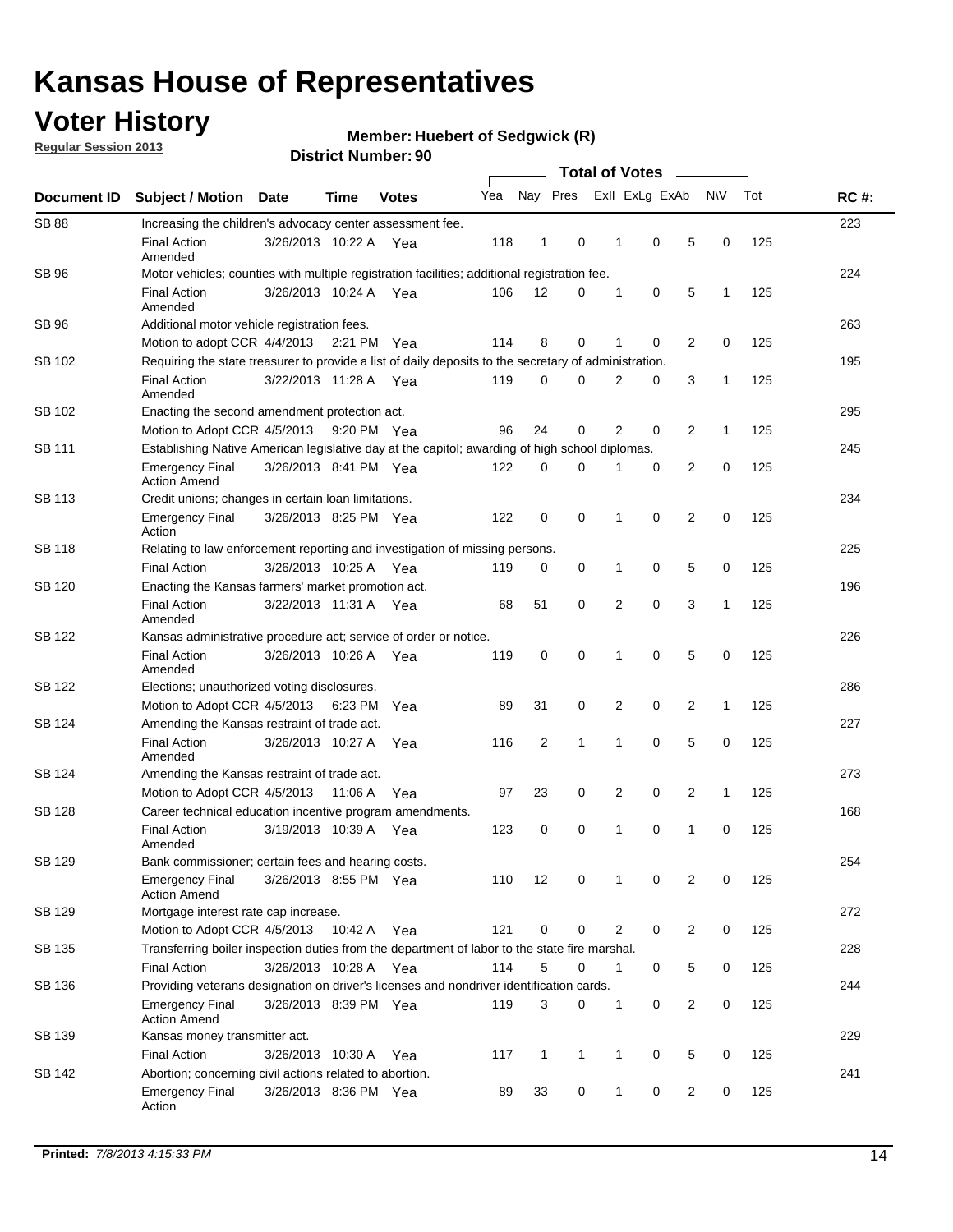# Kansas House of Representatives

## Voter History

**Regular Session 2013**

**Member: Huebert of Sedgwick (R)**

**District Number: 90**

| Document ID | Subject / Motion | Date | Time | Votes | Yea | Nay | Pres | ExlI | ExLg | ExAb | N\V | Tot | RC #: |
|---|---|---|---|---|---|---|---|---|---|---|---|---|---|
| SB 88 | Increasing the children's advocacy center assessment fee. | | | | | | | | | | | | 223 |
| | Final Action Amended | 3/26/2013 | 10:22 A | Yea | 118 | 1 | 0 | 1 | 0 | 5 | 0 | 125 | |
| SB 96 | Motor vehicles; counties with multiple registration facilities; additional registration fee. | | | | | | | | | | | | 224 |
| | Final Action Amended | 3/26/2013 | 10:24 A | Yea | 106 | 12 | 0 | 1 | 0 | 5 | 1 | 125 | |
| SB 96 | Additional motor vehicle registration fees. | | | | | | | | | | | | 263 |
| | Motion to adopt CCR | 4/4/2013 | 2:21 PM | Yea | 114 | 8 | 0 | 1 | 0 | 2 | 0 | 125 | |
| SB 102 | Requiring the state treasurer to provide a list of daily deposits to the secretary of administration. | | | | | | | | | | | | 195 |
| | Final Action Amended | 3/22/2013 | 11:28 A | Yea | 119 | 0 | 0 | 2 | 0 | 3 | 1 | 125 | |
| SB 102 | Enacting the second amendment protection act. | | | | | | | | | | | | 295 |
| | Motion to Adopt CCR | 4/5/2013 | 9:20 PM | Yea | 96 | 24 | 0 | 2 | 0 | 2 | 1 | 125 | |
| SB 111 | Establishing Native American legislative day at the capitol; awarding of high school diplomas. | | | | | | | | | | | | 245 |
| | Emergency Final Action Amend | 3/26/2013 | 8:41 PM | Yea | 122 | 0 | 0 | 1 | 0 | 2 | 0 | 125 | |
| SB 113 | Credit unions; changes in certain loan limitations. | | | | | | | | | | | | 234 |
| | Emergency Final Action | 3/26/2013 | 8:25 PM | Yea | 122 | 0 | 0 | 1 | 0 | 2 | 0 | 125 | |
| SB 118 | Relating to law enforcement reporting and investigation of missing persons. | | | | | | | | | | | | 225 |
| | Final Action | 3/26/2013 | 10:25 A | Yea | 119 | 0 | 0 | 1 | 0 | 5 | 0 | 125 | |
| SB 120 | Enacting the Kansas farmers' market promotion act. | | | | | | | | | | | | 196 |
| | Final Action Amended | 3/22/2013 | 11:31 A | Yea | 68 | 51 | 0 | 2 | 0 | 3 | 1 | 125 | |
| SB 122 | Kansas administrative procedure act; service of order or notice. | | | | | | | | | | | | 226 |
| | Final Action Amended | 3/26/2013 | 10:26 A | Yea | 119 | 0 | 0 | 1 | 0 | 5 | 0 | 125 | |
| SB 122 | Elections; unauthorized voting disclosures. | | | | | | | | | | | | 286 |
| | Motion to Adopt CCR | 4/5/2013 | 6:23 PM | Yea | 89 | 31 | 0 | 2 | 0 | 2 | 1 | 125 | |
| SB 124 | Amending the Kansas restraint of trade act. | | | | | | | | | | | | 227 |
| | Final Action Amended | 3/26/2013 | 10:27 A | Yea | 116 | 2 | 1 | 1 | 0 | 5 | 0 | 125 | |
| SB 124 | Amending the Kansas restraint of trade act. | | | | | | | | | | | | 273 |
| | Motion to Adopt CCR | 4/5/2013 | 11:06 A | Yea | 97 | 23 | 0 | 2 | 0 | 2 | 1 | 125 | |
| SB 128 | Career technical education incentive program amendments. | | | | | | | | | | | | 168 |
| | Final Action Amended | 3/19/2013 | 10:39 A | Yea | 123 | 0 | 0 | 1 | 0 | 1 | 0 | 125 | |
| SB 129 | Bank commissioner; certain fees and hearing costs. | | | | | | | | | | | | 254 |
| | Emergency Final Action Amend | 3/26/2013 | 8:55 PM | Yea | 110 | 12 | 0 | 1 | 0 | 2 | 0 | 125 | |
| SB 129 | Mortgage interest rate cap increase. | | | | | | | | | | | | 272 |
| | Motion to Adopt CCR | 4/5/2013 | 10:42 A | Yea | 121 | 0 | 0 | 2 | 0 | 2 | 0 | 125 | |
| SB 135 | Transferring boiler inspection duties from the department of labor to the state fire marshal. | | | | | | | | | | | | 228 |
| | Final Action | 3/26/2013 | 10:28 A | Yea | 114 | 5 | 0 | 1 | 0 | 5 | 0 | 125 | |
| SB 136 | Providing veterans designation on driver's licenses and nondriver identification cards. | | | | | | | | | | | | 244 |
| | Emergency Final Action Amend | 3/26/2013 | 8:39 PM | Yea | 119 | 3 | 0 | 1 | 0 | 2 | 0 | 125 | |
| SB 139 | Kansas money transmitter act. | | | | | | | | | | | | 229 |
| | Final Action | 3/26/2013 | 10:30 A | Yea | 117 | 1 | 1 | 1 | 0 | 5 | 0 | 125 | |
| SB 142 | Abortion; concerning civil actions related to abortion. | | | | | | | | | | | | 241 |
| | Emergency Final Action | 3/26/2013 | 8:36 PM | Yea | 89 | 33 | 0 | 1 | 0 | 2 | 0 | 125 | |

**Printed:** *7/8/2013 4:15:33 PM*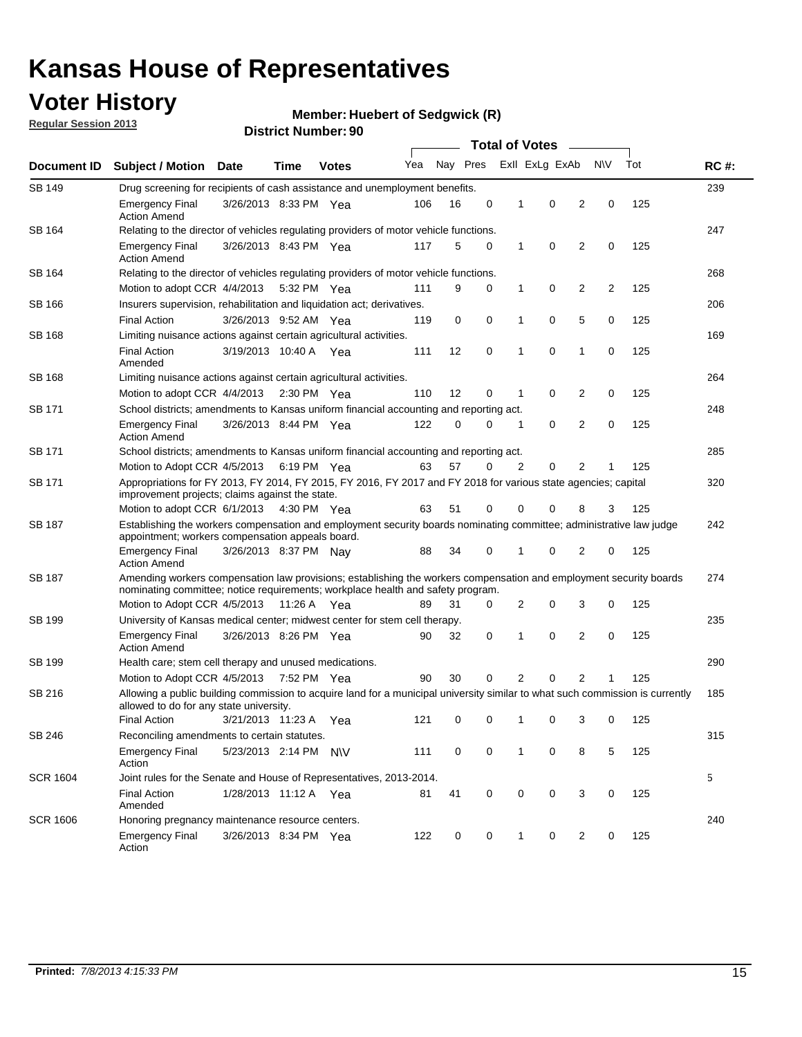# Kansas House of Representatives

## Voter History

**Regular Session 2013**

**Member: Huebert of Sedgwick (R)**

**District Number: 90**

| Document ID | Subject / Motion | Date | Time | Votes | Yea | Nay | Pres | ExII | ExLg | ExAb | N\V | Tot | RC #: |
|---|---|---|---|---|---|---|---|---|---|---|---|---|---|
| SB 149 | Drug screening for recipients of cash assistance and unemployment benefits. | | | | | | | | | | | | 239 |
| | Emergency Final Action Amend | 3/26/2013 | 8:33 PM | Yea | 106 | 16 | 0 | 1 | 0 | 2 | 0 | 125 | |
| SB 164 | Relating to the director of vehicles regulating providers of motor vehicle functions. | | | | | | | | | | | | 247 |
| | Emergency Final Action Amend | 3/26/2013 | 8:43 PM | Yea | 117 | 5 | 0 | 1 | 0 | 2 | 0 | 125 | |
| SB 164 | Relating to the director of vehicles regulating providers of motor vehicle functions. | | | | | | | | | | | | 268 |
| | Motion to adopt CCR | 4/4/2013 | 5:32 PM | Yea | 111 | 9 | 0 | 1 | 0 | 2 | 2 | 125 | |
| SB 166 | Insurers supervision, rehabilitation and liquidation act; derivatives. | | | | | | | | | | | | 206 |
| | Final Action | 3/26/2013 | 9:52 AM | Yea | 119 | 0 | 0 | 1 | 0 | 5 | 0 | 125 | |
| SB 168 | Limiting nuisance actions against certain agricultural activities. | | | | | | | | | | | | 169 |
| | Final Action Amended | 3/19/2013 | 10:40 A | Yea | 111 | 12 | 0 | 1 | 0 | 1 | 0 | 125 | |
| SB 168 | Limiting nuisance actions against certain agricultural activities. | | | | | | | | | | | | 264 |
| | Motion to adopt CCR | 4/4/2013 | 2:30 PM | Yea | 110 | 12 | 0 | 1 | 0 | 2 | 0 | 125 | |
| SB 171 | School districts; amendments to Kansas uniform financial accounting and reporting act. | | | | | | | | | | | | 248 |
| | Emergency Final Action Amend | 3/26/2013 | 8:44 PM | Yea | 122 | 0 | 0 | 1 | 0 | 2 | 0 | 125 | |
| SB 171 | School districts; amendments to Kansas uniform financial accounting and reporting act. | | | | | | | | | | | | 285 |
| | Motion to Adopt CCR | 4/5/2013 | 6:19 PM | Yea | 63 | 57 | 0 | 2 | 0 | 2 | 1 | 125 | |
| SB 171 | Appropriations for FY 2013, FY 2014, FY 2015, FY 2016, FY 2017 and FY 2018 for various state agencies; capital improvement projects; claims against the state. | | | | | | | | | | | | 320 |
| | Motion to adopt CCR | 6/1/2013 | 4:30 PM | Yea | 63 | 51 | 0 | 0 | 0 | 8 | 3 | 125 | |
| SB 187 | Establishing the workers compensation and employment security boards nominating committee; administrative law judge appointment; workers compensation appeals board. | | | | | | | | | | | | 242 |
| | Emergency Final Action Amend | 3/26/2013 | 8:37 PM | Nay | 88 | 34 | 0 | 1 | 0 | 2 | 0 | 125 | |
| SB 187 | Amending workers compensation law provisions; establishing the workers compensation and employment security boards nominating committee; notice requirements; workplace health and safety program. | | | | | | | | | | | | 274 |
| | Motion to Adopt CCR | 4/5/2013 | 11:26 A | Yea | 89 | 31 | 0 | 2 | 0 | 3 | 0 | 125 | |
| SB 199 | University of Kansas medical center; midwest center for stem cell therapy. | | | | | | | | | | | | 235 |
| | Emergency Final Action Amend | 3/26/2013 | 8:26 PM | Yea | 90 | 32 | 0 | 1 | 0 | 2 | 0 | 125 | |
| SB 199 | Health care; stem cell therapy and unused medications. | | | | | | | | | | | | 290 |
| | Motion to Adopt CCR | 4/5/2013 | 7:52 PM | Yea | 90 | 30 | 0 | 2 | 0 | 2 | 1 | 125 | |
| SB 216 | Allowing a public building commission to acquire land for a municipal university similar to what such commission is currently allowed to do for any state university. | | | | | | | | | | | | 185 |
| | Final Action | 3/21/2013 | 11:23 A | Yea | 121 | 0 | 0 | 1 | 0 | 3 | 0 | 125 | |
| SB 246 | Reconciling amendments to certain statutes. | | | | | | | | | | | | 315 |
| | Emergency Final Action | 5/23/2013 | 2:14 PM | N\V | 111 | 0 | 0 | 1 | 0 | 8 | 5 | 125 | |
| SCR 1604 | Joint rules for the Senate and House of Representatives, 2013-2014. | | | | | | | | | | | | 5 |
| | Final Action Amended | 1/28/2013 | 11:12 A | Yea | 81 | 41 | 0 | 0 | 0 | 3 | 0 | 125 | |
| SCR 1606 | Honoring pregnancy maintenance resource centers. | | | | | | | | | | | | 240 |
| | Emergency Final Action | 3/26/2013 | 8:34 PM | Yea | 122 | 0 | 0 | 1 | 0 | 2 | 0 | 125 | |

**Printed:** *7/8/2013 4:15:33 PM*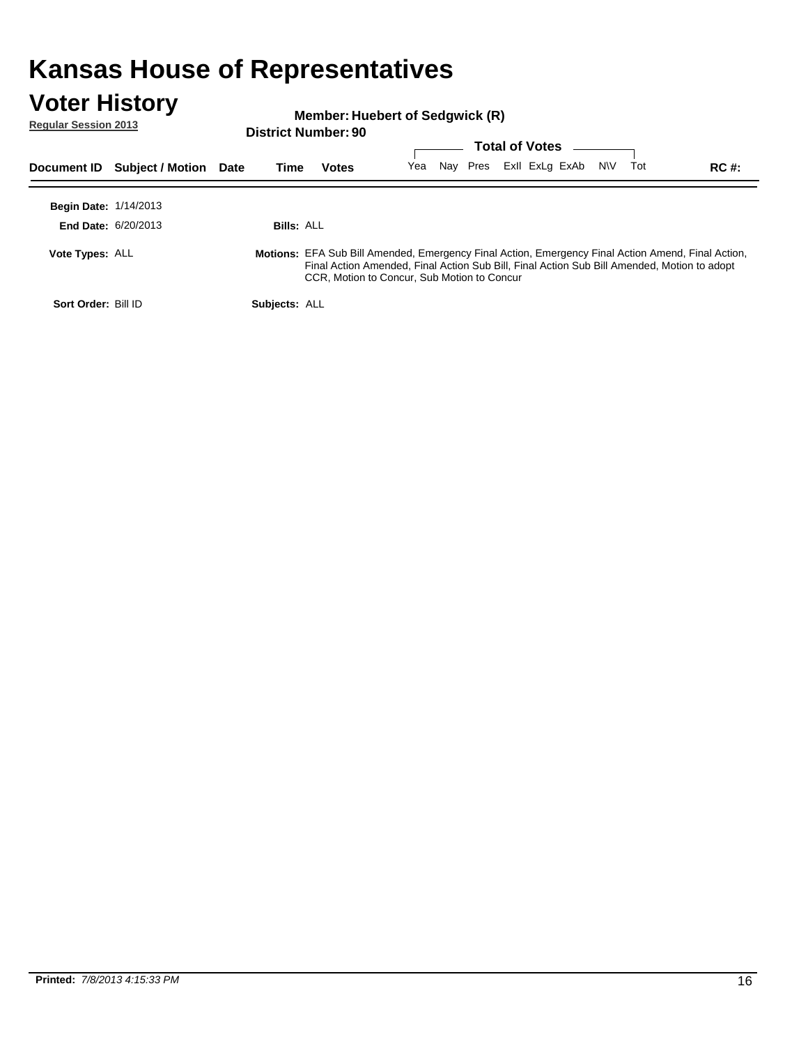# Kansas House of Representatives

## Voter History

**Regular Session 2013**

**Member: Huebert of Sedgwick (R)**

**District Number: 90**

| Document ID | Subject / Motion | Date | Time | Votes | Yea | Nay | Pres | ExII | ExLg | ExAb | N\V | Tot | RC #: |
|---|---|---|---|---|---|---|---|---|---|---|---|---|---|

**Begin Date:** 1/14/2013

**End Date:** 6/20/2013

**Bills:** ALL

**Vote Types:** ALL

**Motions:** EFA Sub Bill Amended, Emergency Final Action, Emergency Final Action Amend, Final Action, Final Action Amended, Final Action Sub Bill, Final Action Sub Bill Amended, Motion to adopt CCR, Motion to Concur, Sub Motion to Concur

**Sort Order:** Bill ID

**Subjects:** ALL

**Printed:** *7/8/2013 4:15:33 PM*